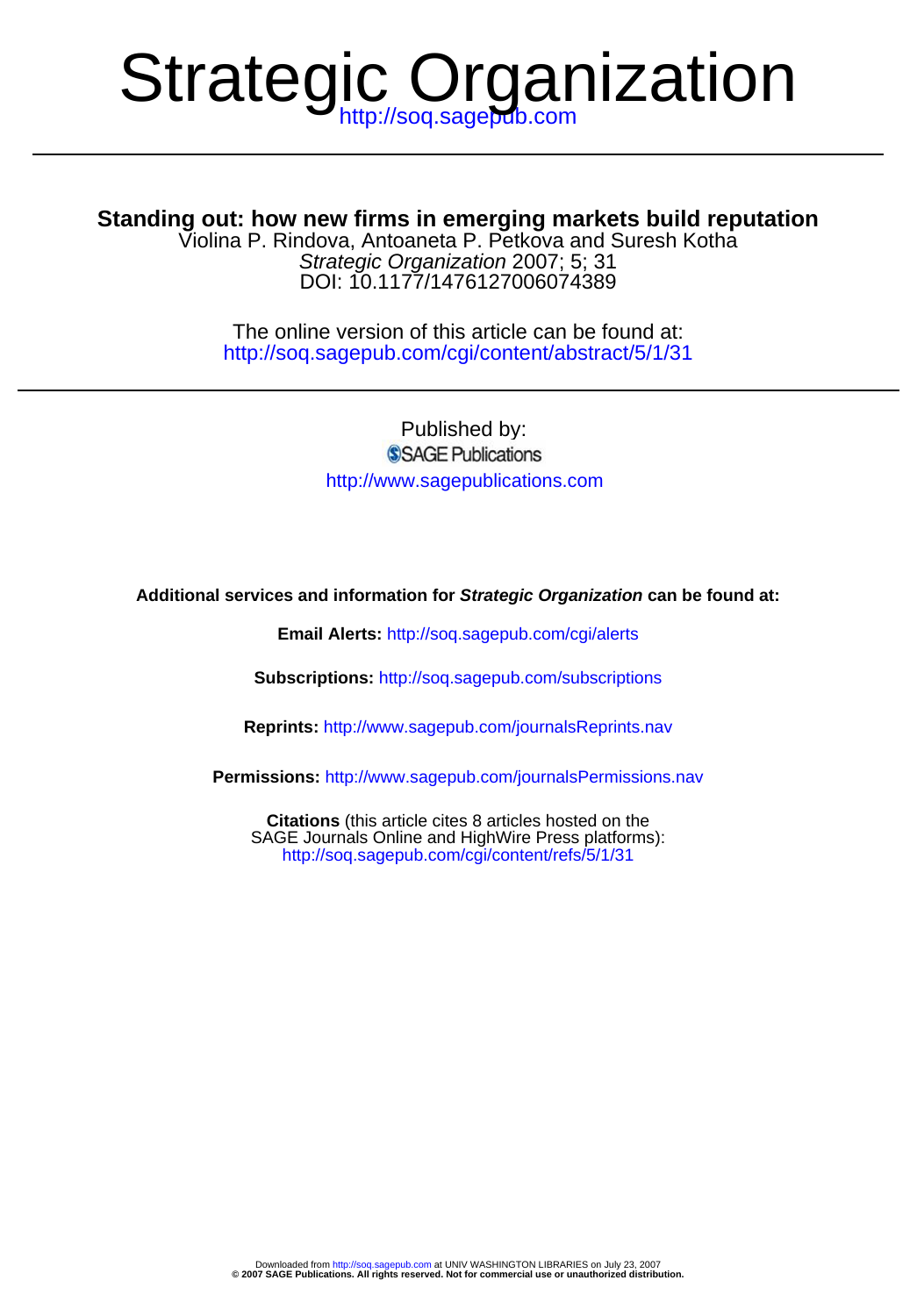# Strategic Organization

http://soq.sagepub.com

## Standing out: how new firms in emerging markets build reputation

Violina P. Rindova, Antoaneta P. Petkova and Suresh Kotha

*Strategic Organization* 2007; 5; 31

DOI: 10.1177/1476127006074389

The online version of this article can be found at:
http://soq.sagepub.com/cgi/content/abstract/5/1/31

Published by:

SAGE Publications

http://www.sagepublications.com

**Additional services and information for *Strategic Organization* can be found at:**

**Email Alerts:** http://soq.sagepub.com/cgi/alerts

**Subscriptions:** http://soq.sagepub.com/subscriptions

**Reprints:** http://www.sagepub.com/journalsReprints.nav

**Permissions:** http://www.sagepub.com/journalsPermissions.nav

**Citations** (this article cites 8 articles hosted on the SAGE Journals Online and HighWire Press platforms):
http://soq.sagepub.com/cgi/content/refs/5/1/31

Downloaded from http://soq.sagepub.com at UNIV WASHINGTON LIBRARIES on July 23, 2007
**© 2007 SAGE Publications. All rights reserved. Not for commercial use or unauthorized distribution.**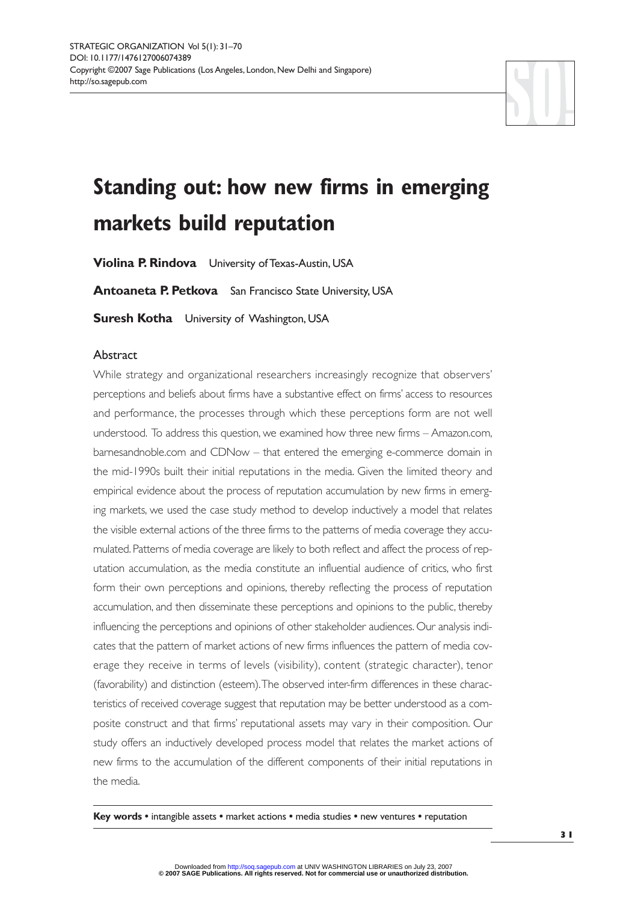# Standing out: how new firms in emerging markets build reputation

**Violina P. Rindova** University of Texas-Austin, USA

**Antoaneta P. Petkova** San Francisco State University, USA

**Suresh Kotha** University of Washington, USA

## Abstract

While strategy and organizational researchers increasingly recognize that observers' perceptions and beliefs about firms have a substantive effect on firms' access to resources and performance, the processes through which these perceptions form are not well understood. To address this question, we examined how three new firms – Amazon.com, barnesandnoble.com and CDNow – that entered the emerging e-commerce domain in the mid-1990s built their initial reputations in the media. Given the limited theory and empirical evidence about the process of reputation accumulation by new firms in emerging markets, we used the case study method to develop inductively a model that relates the visible external actions of the three firms to the patterns of media coverage they accumulated. Patterns of media coverage are likely to both reflect and affect the process of reputation accumulation, as the media constitute an influential audience of critics, who first form their own perceptions and opinions, thereby reflecting the process of reputation accumulation, and then disseminate these perceptions and opinions to the public, thereby influencing the perceptions and opinions of other stakeholder audiences. Our analysis indicates that the pattern of market actions of new firms influences the pattern of media coverage they receive in terms of levels (visibility), content (strategic character), tenor (favorability) and distinction (esteem). The observed inter-firm differences in these characteristics of received coverage suggest that reputation may be better understood as a composite construct and that firms' reputational assets may vary in their composition. Our study offers an inductively developed process model that relates the market actions of new firms to the accumulation of the different components of their initial reputations in the media.

**Key words** • intangible assets • market actions • media studies • new ventures • reputation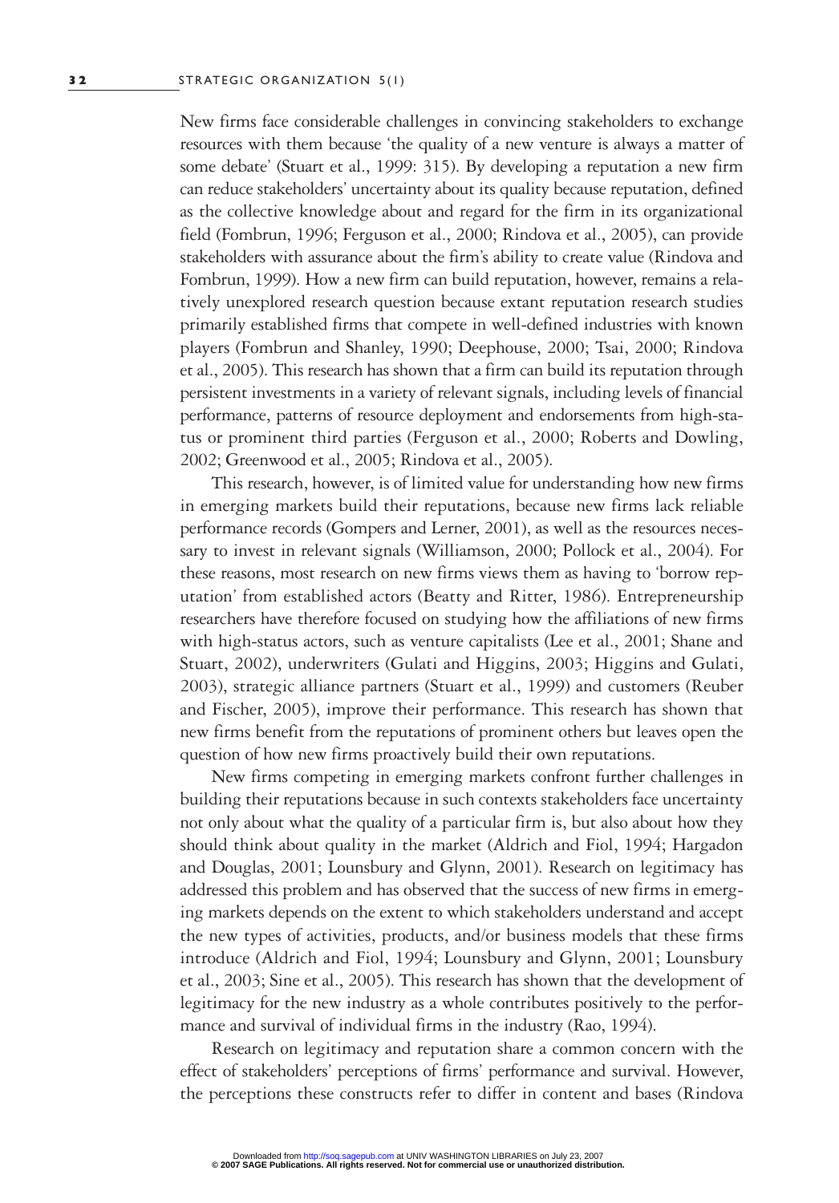New firms face considerable challenges in convincing stakeholders to exchange resources with them because 'the quality of a new venture is always a matter of some debate' (Stuart et al., 1999: 315). By developing a reputation a new firm can reduce stakeholders' uncertainty about its quality because reputation, defined as the collective knowledge about and regard for the firm in its organizational field (Fombrun, 1996; Ferguson et al., 2000; Rindova et al., 2005), can provide stakeholders with assurance about the firm's ability to create value (Rindova and Fombrun, 1999). How a new firm can build reputation, however, remains a relatively unexplored research question because extant reputation research studies primarily established firms that compete in well-defined industries with known players (Fombrun and Shanley, 1990; Deephouse, 2000; Tsai, 2000; Rindova et al., 2005). This research has shown that a firm can build its reputation through persistent investments in a variety of relevant signals, including levels of financial performance, patterns of resource deployment and endorsements from high-status or prominent third parties (Ferguson et al., 2000; Roberts and Dowling, 2002; Greenwood et al., 2005; Rindova et al., 2005).

This research, however, is of limited value for understanding how new firms in emerging markets build their reputations, because new firms lack reliable performance records (Gompers and Lerner, 2001), as well as the resources necessary to invest in relevant signals (Williamson, 2000; Pollock et al., 2004). For these reasons, most research on new firms views them as having to 'borrow reputation' from established actors (Beatty and Ritter, 1986). Entrepreneurship researchers have therefore focused on studying how the affiliations of new firms with high-status actors, such as venture capitalists (Lee et al., 2001; Shane and Stuart, 2002), underwriters (Gulati and Higgins, 2003; Higgins and Gulati, 2003), strategic alliance partners (Stuart et al., 1999) and customers (Reuber and Fischer, 2005), improve their performance. This research has shown that new firms benefit from the reputations of prominent others but leaves open the question of how new firms proactively build their own reputations.

New firms competing in emerging markets confront further challenges in building their reputations because in such contexts stakeholders face uncertainty not only about what the quality of a particular firm is, but also about how they should think about quality in the market (Aldrich and Fiol, 1994; Hargadon and Douglas, 2001; Lounsbury and Glynn, 2001). Research on legitimacy has addressed this problem and has observed that the success of new firms in emerging markets depends on the extent to which stakeholders understand and accept the new types of activities, products, and/or business models that these firms introduce (Aldrich and Fiol, 1994; Lounsbury and Glynn, 2001; Lounsbury et al., 2003; Sine et al., 2005). This research has shown that the development of legitimacy for the new industry as a whole contributes positively to the performance and survival of individual firms in the industry (Rao, 1994).

Research on legitimacy and reputation share a common concern with the effect of stakeholders' perceptions of firms' performance and survival. However, the perceptions these constructs refer to differ in content and bases (Rindova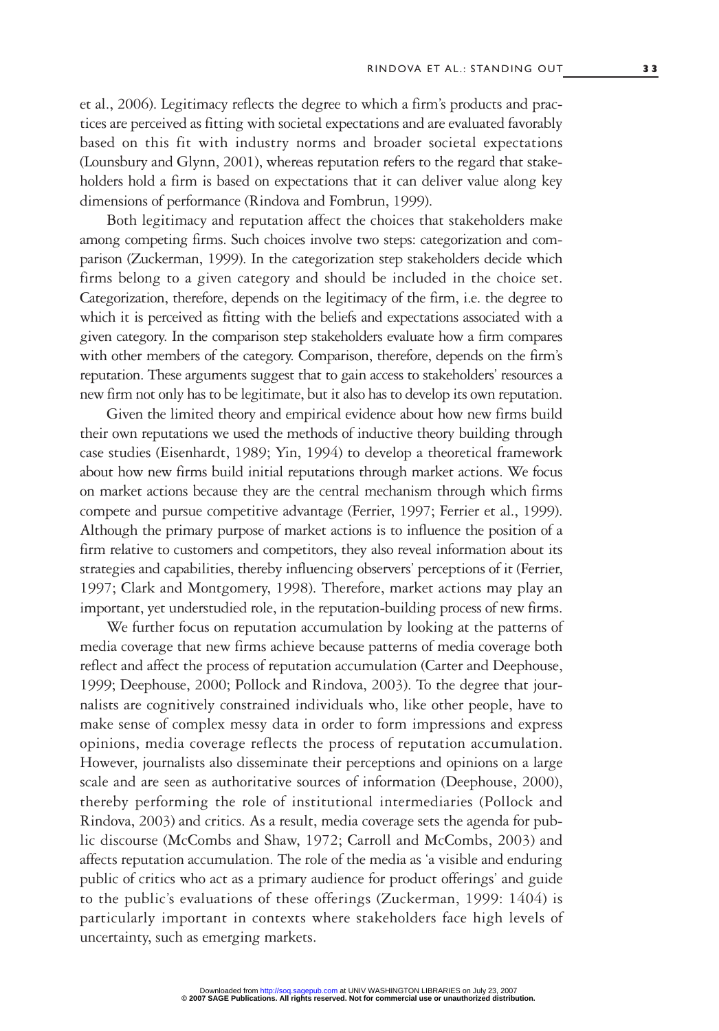et al., 2006). Legitimacy reflects the degree to which a firm's products and practices are perceived as fitting with societal expectations and are evaluated favorably based on this fit with industry norms and broader societal expectations (Lounsbury and Glynn, 2001), whereas reputation refers to the regard that stakeholders hold a firm is based on expectations that it can deliver value along key dimensions of performance (Rindova and Fombrun, 1999).

Both legitimacy and reputation affect the choices that stakeholders make among competing firms. Such choices involve two steps: categorization and comparison (Zuckerman, 1999). In the categorization step stakeholders decide which firms belong to a given category and should be included in the choice set. Categorization, therefore, depends on the legitimacy of the firm, i.e. the degree to which it is perceived as fitting with the beliefs and expectations associated with a given category. In the comparison step stakeholders evaluate how a firm compares with other members of the category. Comparison, therefore, depends on the firm's reputation. These arguments suggest that to gain access to stakeholders' resources a new firm not only has to be legitimate, but it also has to develop its own reputation.

Given the limited theory and empirical evidence about how new firms build their own reputations we used the methods of inductive theory building through case studies (Eisenhardt, 1989; Yin, 1994) to develop a theoretical framework about how new firms build initial reputations through market actions. We focus on market actions because they are the central mechanism through which firms compete and pursue competitive advantage (Ferrier, 1997; Ferrier et al., 1999). Although the primary purpose of market actions is to influence the position of a firm relative to customers and competitors, they also reveal information about its strategies and capabilities, thereby influencing observers' perceptions of it (Ferrier, 1997; Clark and Montgomery, 1998). Therefore, market actions may play an important, yet understudied role, in the reputation-building process of new firms.

We further focus on reputation accumulation by looking at the patterns of media coverage that new firms achieve because patterns of media coverage both reflect and affect the process of reputation accumulation (Carter and Deephouse, 1999; Deephouse, 2000; Pollock and Rindova, 2003). To the degree that journalists are cognitively constrained individuals who, like other people, have to make sense of complex messy data in order to form impressions and express opinions, media coverage reflects the process of reputation accumulation. However, journalists also disseminate their perceptions and opinions on a large scale and are seen as authoritative sources of information (Deephouse, 2000), thereby performing the role of institutional intermediaries (Pollock and Rindova, 2003) and critics. As a result, media coverage sets the agenda for public discourse (McCombs and Shaw, 1972; Carroll and McCombs, 2003) and affects reputation accumulation. The role of the media as 'a visible and enduring public of critics who act as a primary audience for product offerings' and guide to the public's evaluations of these offerings (Zuckerman, 1999: 1404) is particularly important in contexts where stakeholders face high levels of uncertainty, such as emerging markets.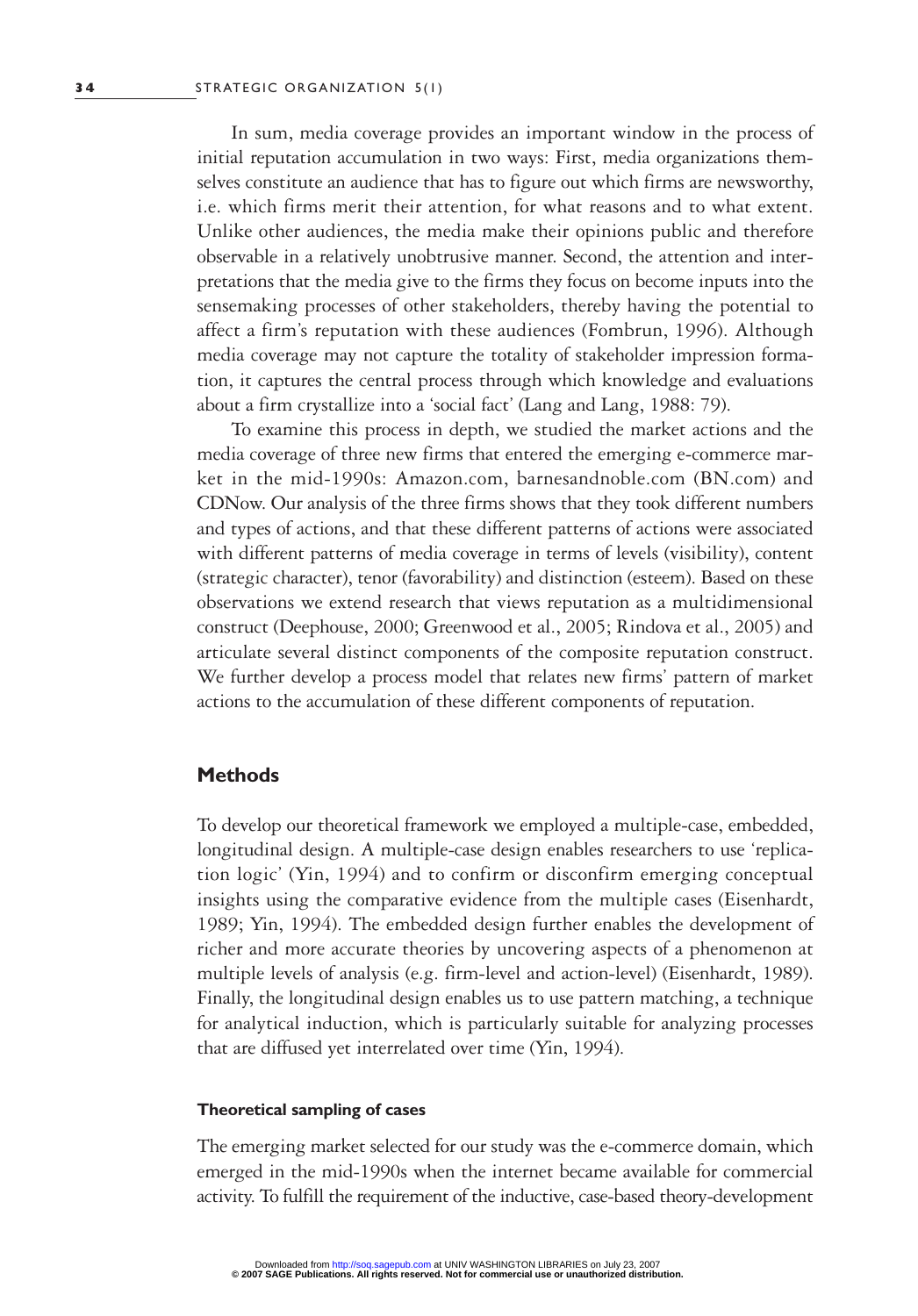In sum, media coverage provides an important window in the process of initial reputation accumulation in two ways: First, media organizations themselves constitute an audience that has to figure out which firms are newsworthy, i.e. which firms merit their attention, for what reasons and to what extent. Unlike other audiences, the media make their opinions public and therefore observable in a relatively unobtrusive manner. Second, the attention and interpretations that the media give to the firms they focus on become inputs into the sensemaking processes of other stakeholders, thereby having the potential to affect a firm's reputation with these audiences (Fombrun, 1996). Although media coverage may not capture the totality of stakeholder impression formation, it captures the central process through which knowledge and evaluations about a firm crystallize into a 'social fact' (Lang and Lang, 1988: 79).

To examine this process in depth, we studied the market actions and the media coverage of three new firms that entered the emerging e-commerce market in the mid-1990s: Amazon.com, barnesandnoble.com (BN.com) and CDNow. Our analysis of the three firms shows that they took different numbers and types of actions, and that these different patterns of actions were associated with different patterns of media coverage in terms of levels (visibility), content (strategic character), tenor (favorability) and distinction (esteem). Based on these observations we extend research that views reputation as a multidimensional construct (Deephouse, 2000; Greenwood et al., 2005; Rindova et al., 2005) and articulate several distinct components of the composite reputation construct. We further develop a process model that relates new firms' pattern of market actions to the accumulation of these different components of reputation.

## Methods

To develop our theoretical framework we employed a multiple-case, embedded, longitudinal design. A multiple-case design enables researchers to use 'replication logic' (Yin, 1994) and to confirm or disconfirm emerging conceptual insights using the comparative evidence from the multiple cases (Eisenhardt, 1989; Yin, 1994). The embedded design further enables the development of richer and more accurate theories by uncovering aspects of a phenomenon at multiple levels of analysis (e.g. firm-level and action-level) (Eisenhardt, 1989). Finally, the longitudinal design enables us to use pattern matching, a technique for analytical induction, which is particularly suitable for analyzing processes that are diffused yet interrelated over time (Yin, 1994).

### Theoretical sampling of cases

The emerging market selected for our study was the e-commerce domain, which emerged in the mid-1990s when the internet became available for commercial activity. To fulfill the requirement of the inductive, case-based theory-development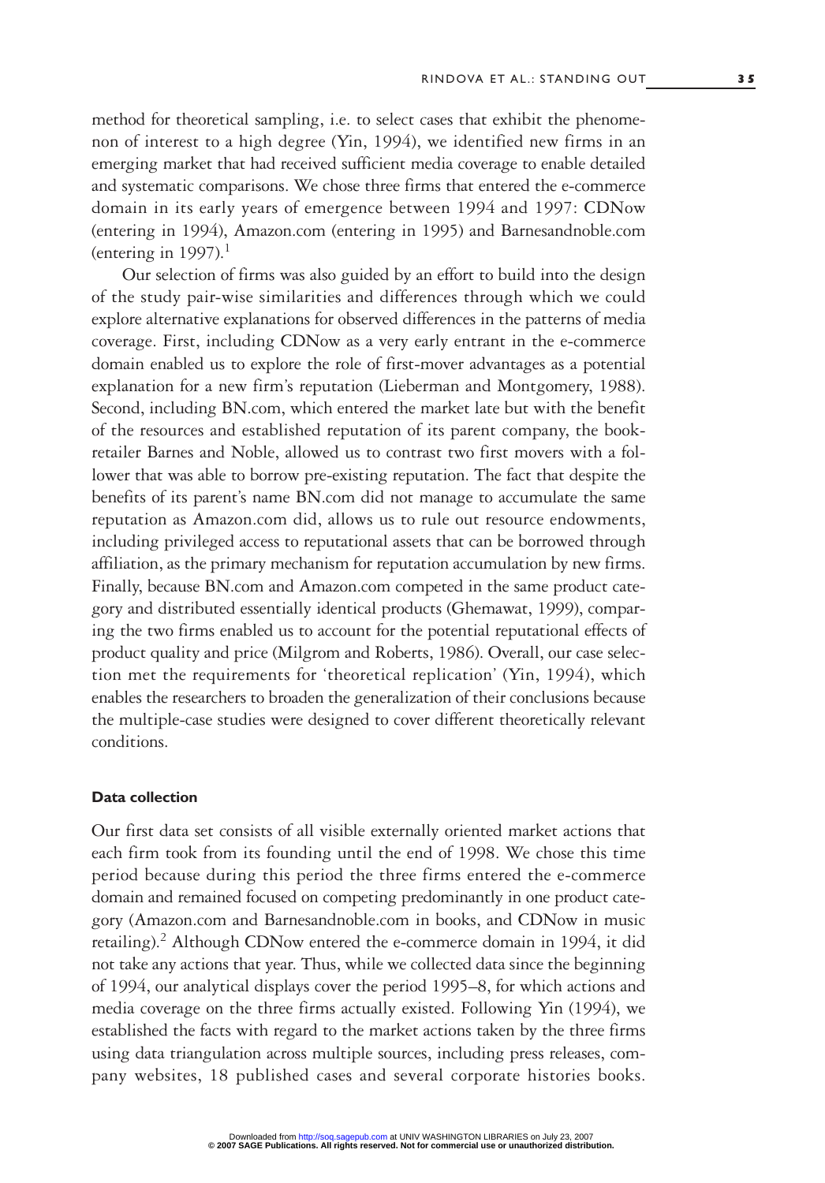method for theoretical sampling, i.e. to select cases that exhibit the phenomenon of interest to a high degree (Yin, 1994), we identified new firms in an emerging market that had received sufficient media coverage to enable detailed and systematic comparisons. We chose three firms that entered the e-commerce domain in its early years of emergence between 1994 and 1997: CDNow (entering in 1994), Amazon.com (entering in 1995) and Barnesandnoble.com (entering in 1997).[1]

Our selection of firms was also guided by an effort to build into the design of the study pair-wise similarities and differences through which we could explore alternative explanations for observed differences in the patterns of media coverage. First, including CDNow as a very early entrant in the e-commerce domain enabled us to explore the role of first-mover advantages as a potential explanation for a new firm's reputation (Lieberman and Montgomery, 1988). Second, including BN.com, which entered the market late but with the benefit of the resources and established reputation of its parent company, the book-retailer Barnes and Noble, allowed us to contrast two first movers with a follower that was able to borrow pre-existing reputation. The fact that despite the benefits of its parent's name BN.com did not manage to accumulate the same reputation as Amazon.com did, allows us to rule out resource endowments, including privileged access to reputational assets that can be borrowed through affiliation, as the primary mechanism for reputation accumulation by new firms. Finally, because BN.com and Amazon.com competed in the same product category and distributed essentially identical products (Ghemawat, 1999), comparing the two firms enabled us to account for the potential reputational effects of product quality and price (Milgrom and Roberts, 1986). Overall, our case selection met the requirements for 'theoretical replication' (Yin, 1994), which enables the researchers to broaden the generalization of their conclusions because the multiple-case studies were designed to cover different theoretically relevant conditions.

### Data collection

Our first data set consists of all visible externally oriented market actions that each firm took from its founding until the end of 1998. We chose this time period because during this period the three firms entered the e-commerce domain and remained focused on competing predominantly in one product category (Amazon.com and Barnesandnoble.com in books, and CDNow in music retailing).[2] Although CDNow entered the e-commerce domain in 1994, it did not take any actions that year. Thus, while we collected data since the beginning of 1994, our analytical displays cover the period 1995–8, for which actions and media coverage on the three firms actually existed. Following Yin (1994), we established the facts with regard to the market actions taken by the three firms using data triangulation across multiple sources, including press releases, company websites, 18 published cases and several corporate histories books.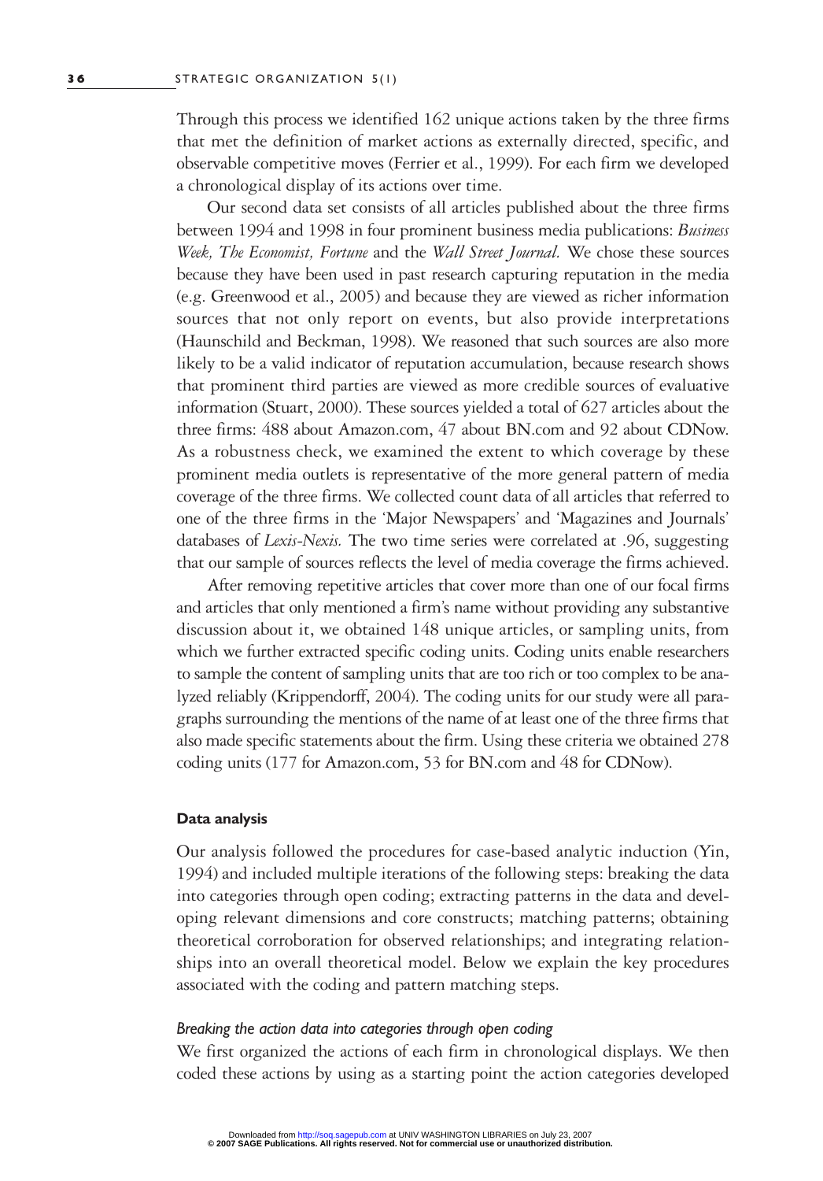Through this process we identified 162 unique actions taken by the three firms that met the definition of market actions as externally directed, specific, and observable competitive moves (Ferrier et al., 1999). For each firm we developed a chronological display of its actions over time.

Our second data set consists of all articles published about the three firms between 1994 and 1998 in four prominent business media publications: *Business Week, The Economist, Fortune* and the *Wall Street Journal.* We chose these sources because they have been used in past research capturing reputation in the media (e.g. Greenwood et al., 2005) and because they are viewed as richer information sources that not only report on events, but also provide interpretations (Haunschild and Beckman, 1998). We reasoned that such sources are also more likely to be a valid indicator of reputation accumulation, because research shows that prominent third parties are viewed as more credible sources of evaluative information (Stuart, 2000). These sources yielded a total of 627 articles about the three firms: 488 about Amazon.com, 47 about BN.com and 92 about CDNow. As a robustness check, we examined the extent to which coverage by these prominent media outlets is representative of the more general pattern of media coverage of the three firms. We collected count data of all articles that referred to one of the three firms in the 'Major Newspapers' and 'Magazines and Journals' databases of *Lexis-Nexis.* The two time series were correlated at .96, suggesting that our sample of sources reflects the level of media coverage the firms achieved.

After removing repetitive articles that cover more than one of our focal firms and articles that only mentioned a firm's name without providing any substantive discussion about it, we obtained 148 unique articles, or sampling units, from which we further extracted specific coding units. Coding units enable researchers to sample the content of sampling units that are too rich or too complex to be analyzed reliably (Krippendorff, 2004). The coding units for our study were all paragraphs surrounding the mentions of the name of at least one of the three firms that also made specific statements about the firm. Using these criteria we obtained 278 coding units (177 for Amazon.com, 53 for BN.com and 48 for CDNow).

#### Data analysis

Our analysis followed the procedures for case-based analytic induction (Yin, 1994) and included multiple iterations of the following steps: breaking the data into categories through open coding; extracting patterns in the data and developing relevant dimensions and core constructs; matching patterns; obtaining theoretical corroboration for observed relationships; and integrating relationships into an overall theoretical model. Below we explain the key procedures associated with the coding and pattern matching steps.

##### *Breaking the action data into categories through open coding*

We first organized the actions of each firm in chronological displays. We then coded these actions by using as a starting point the action categories developed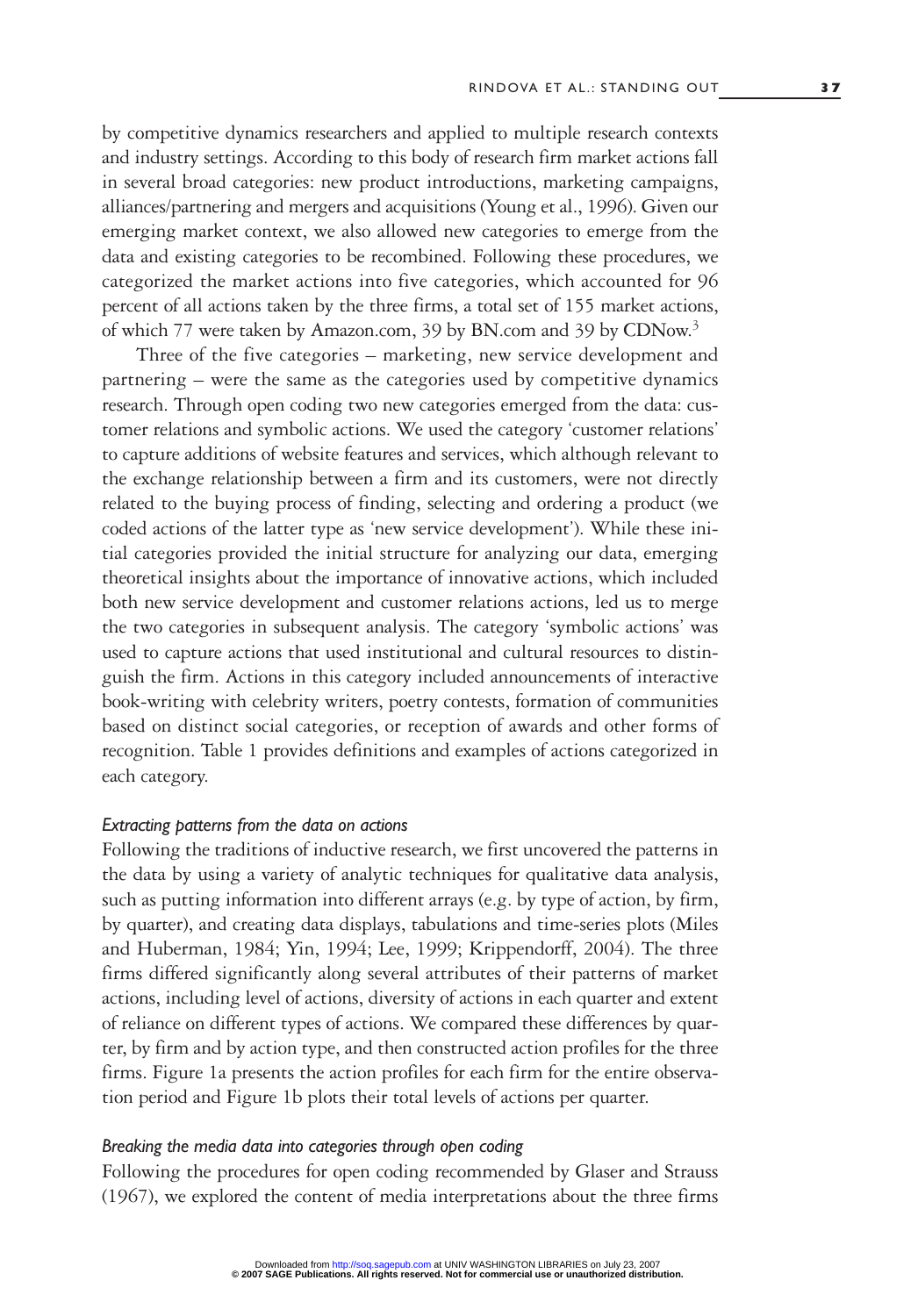by competitive dynamics researchers and applied to multiple research contexts and industry settings. According to this body of research firm market actions fall in several broad categories: new product introductions, marketing campaigns, alliances/partnering and mergers and acquisitions (Young et al., 1996). Given our emerging market context, we also allowed new categories to emerge from the data and existing categories to be recombined. Following these procedures, we categorized the market actions into five categories, which accounted for 96 percent of all actions taken by the three firms, a total set of 155 market actions, of which 77 were taken by Amazon.com, 39 by BN.com and 39 by CDNow.[3]

Three of the five categories – marketing, new service development and partnering – were the same as the categories used by competitive dynamics research. Through open coding two new categories emerged from the data: customer relations and symbolic actions. We used the category 'customer relations' to capture additions of website features and services, which although relevant to the exchange relationship between a firm and its customers, were not directly related to the buying process of finding, selecting and ordering a product (we coded actions of the latter type as 'new service development'). While these initial categories provided the initial structure for analyzing our data, emerging theoretical insights about the importance of innovative actions, which included both new service development and customer relations actions, led us to merge the two categories in subsequent analysis. The category 'symbolic actions' was used to capture actions that used institutional and cultural resources to distinguish the firm. Actions in this category included announcements of interactive book-writing with celebrity writers, poetry contests, formation of communities based on distinct social categories, or reception of awards and other forms of recognition. Table 1 provides definitions and examples of actions categorized in each category.

### *Extracting patterns from the data on actions*

Following the traditions of inductive research, we first uncovered the patterns in the data by using a variety of analytic techniques for qualitative data analysis, such as putting information into different arrays (e.g. by type of action, by firm, by quarter), and creating data displays, tabulations and time-series plots (Miles and Huberman, 1984; Yin, 1994; Lee, 1999; Krippendorff, 2004). The three firms differed significantly along several attributes of their patterns of market actions, including level of actions, diversity of actions in each quarter and extent of reliance on different types of actions. We compared these differences by quarter, by firm and by action type, and then constructed action profiles for the three firms. Figure 1a presents the action profiles for each firm for the entire observation period and Figure 1b plots their total levels of actions per quarter.

### *Breaking the media data into categories through open coding*

Following the procedures for open coding recommended by Glaser and Strauss (1967), we explored the content of media interpretations about the three firms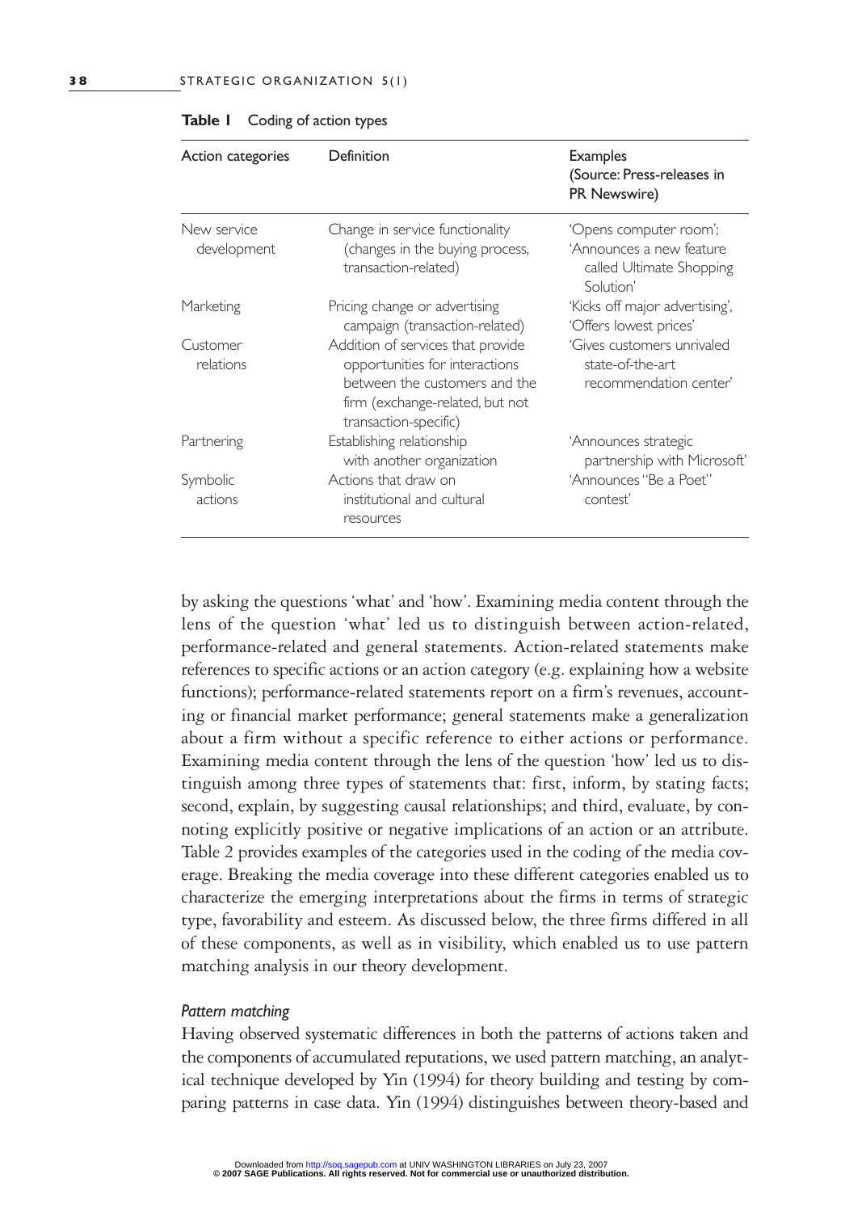**Table 1** Coding of action types

| Action categories | Definition | Examples (Source: Press-releases in PR Newswire) |
|---|---|---|
| New service development | Change in service functionality (changes in the buying process, transaction-related) | 'Opens computer room'; 'Announces a new feature called Ultimate Shopping Solution' |
| Marketing | Pricing change or advertising campaign (transaction-related) | 'Kicks off major advertising', 'Offers lowest prices' |
| Customer relations | Addition of services that provide opportunities for interactions between the customers and the firm (exchange-related, but not transaction-specific) | 'Gives customers unrivaled state-of-the-art recommendation center' |
| Partnering | Establishing relationship with another organization | 'Announces strategic partnership with Microsoft' |
| Symbolic actions | Actions that draw on institutional and cultural resources | 'Announces "Be a Poet" contest' |

by asking the questions 'what' and 'how'. Examining media content through the lens of the question 'what' led us to distinguish between action-related, performance-related and general statements. Action-related statements make references to specific actions or an action category (e.g. explaining how a website functions); performance-related statements report on a firm's revenues, accounting or financial market performance; general statements make a generalization about a firm without a specific reference to either actions or performance. Examining media content through the lens of the question 'how' led us to distinguish among three types of statements that: first, inform, by stating facts; second, explain, by suggesting causal relationships; and third, evaluate, by connoting explicitly positive or negative implications of an action or an attribute. Table 2 provides examples of the categories used in the coding of the media coverage. Breaking the media coverage into these different categories enabled us to characterize the emerging interpretations about the firms in terms of strategic type, favorability and esteem. As discussed below, the three firms differed in all of these components, as well as in visibility, which enabled us to use pattern matching analysis in our theory development.

*Pattern matching*

Having observed systematic differences in both the patterns of actions taken and the components of accumulated reputations, we used pattern matching, an analytical technique developed by Yin (1994) for theory building and testing by comparing patterns in case data. Yin (1994) distinguishes between theory-based and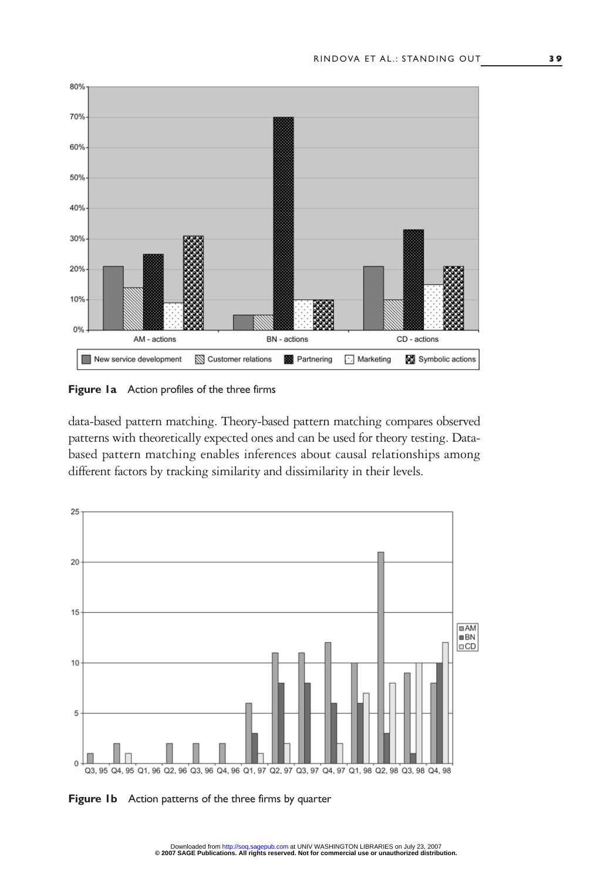**Figure 1a** Action profiles of the three firms

data-based pattern matching. Theory-based pattern matching compares observed patterns with theoretically expected ones and can be used for theory testing. Data-based pattern matching enables inferences about causal relationships among different factors by tracking similarity and dissimilarity in their levels.

**Figure 1b** Action patterns of the three firms by quarter

Downloaded from http://soq.sagepub.com at UNIV WASHINGTON LIBRARIES on July 23, 2007
© 2007 SAGE Publications. All rights reserved. Not for commercial use or unauthorized distribution.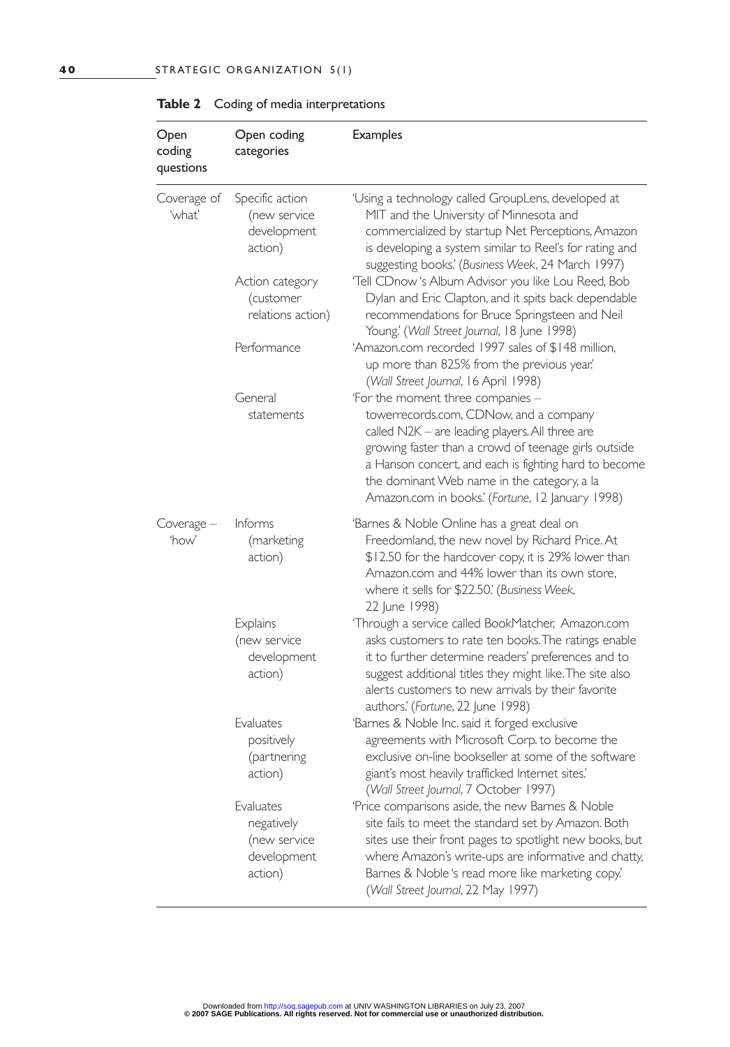**Table 2** Coding of media interpretations

| Open coding questions | Open coding categories | Examples |
|---|---|---|
| Coverage of 'what' | Specific action (new service development action) | 'Using a technology called GroupLens, developed at MIT and the University of Minnesota and commercialized by startup Net Perceptions, Amazon is developing a system similar to Reel's for rating and suggesting books.' (*Business Week*, 24 March 1997) |
| | Action category (customer relations action) | 'Tell CDnow 's Album Advisor you like Lou Reed, Bob Dylan and Eric Clapton, and it spits back dependable recommendations for Bruce Springsteen and Neil Young.' (*Wall Street Journal*, 18 June 1998) |
| | Performance | 'Amazon.com recorded 1997 sales of $148 million, up more than 825% from the previous year.' (*Wall Street Journal*, 16 April 1998) |
| | General statements | 'For the moment three companies – towerrecords.com, CDNow, and a company called N2K – are leading players. All three are growing faster than a crowd of teenage girls outside a Hanson concert, and each is fighting hard to become the dominant Web name in the category, a la Amazon.com in books.' (*Fortune*, 12 January 1998) |
| Coverage – 'how' | Informs (marketing action) | 'Barnes & Noble Online has a great deal on Freedomland, the new novel by Richard Price. At $12.50 for the hardcover copy, it is 29% lower than Amazon.com and 44% lower than its own store, where it sells for $22.50.' (*Business Week*, 22 June 1998) |
| | Explains (new service development action) | 'Through a service called BookMatcher, Amazon.com asks customers to rate ten books. The ratings enable it to further determine readers' preferences and to suggest additional titles they might like. The site also alerts customers to new arrivals by their favorite authors.' (*Fortune*, 22 June 1998) |
| | Evaluates positively (partnering action) | 'Barnes & Noble Inc. said it forged exclusive agreements with Microsoft Corp. to become the exclusive on-line bookseller at some of the software giant's most heavily trafficked Internet sites.' (*Wall Street Journal*, 7 October 1997) |
| | Evaluates negatively (new service development action) | 'Price comparisons aside, the new Barnes & Noble site fails to meet the standard set by Amazon. Both sites use their front pages to spotlight new books, but where Amazon's write-ups are informative and chatty, Barnes & Noble 's read more like marketing copy.' (*Wall Street Journal*, 22 May 1997) |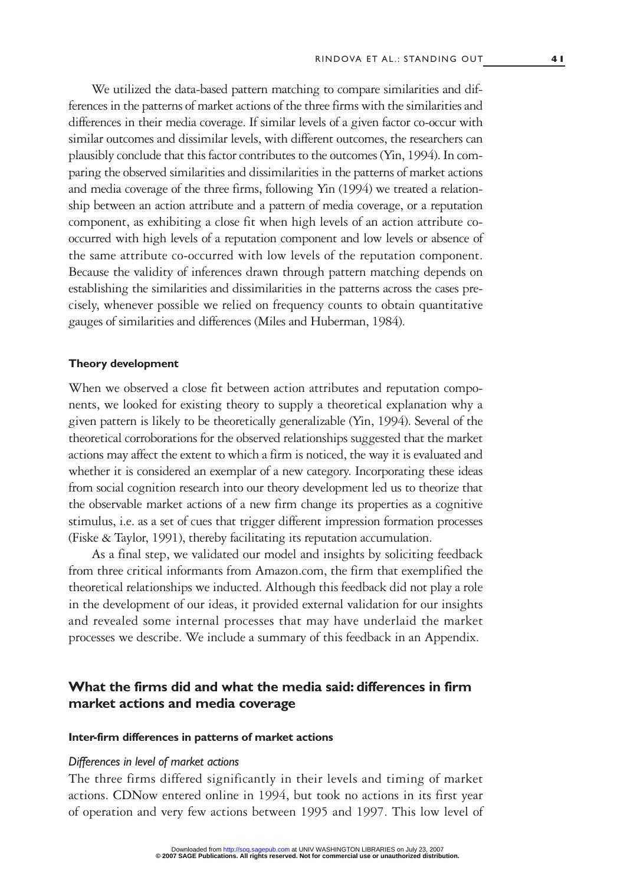We utilized the data-based pattern matching to compare similarities and differences in the patterns of market actions of the three firms with the similarities and differences in their media coverage. If similar levels of a given factor co-occur with similar outcomes and dissimilar levels, with different outcomes, the researchers can plausibly conclude that this factor contributes to the outcomes (Yin, 1994). In comparing the observed similarities and dissimilarities in the patterns of market actions and media coverage of the three firms, following Yin (1994) we treated a relationship between an action attribute and a pattern of media coverage, or a reputation component, as exhibiting a close fit when high levels of an action attribute co-occurred with high levels of a reputation component and low levels or absence of the same attribute co-occurred with low levels of the reputation component. Because the validity of inferences drawn through pattern matching depends on establishing the similarities and dissimilarities in the patterns across the cases precisely, whenever possible we relied on frequency counts to obtain quantitative gauges of similarities and differences (Miles and Huberman, 1984).

### Theory development

When we observed a close fit between action attributes and reputation components, we looked for existing theory to supply a theoretical explanation why a given pattern is likely to be theoretically generalizable (Yin, 1994). Several of the theoretical corroborations for the observed relationships suggested that the market actions may affect the extent to which a firm is noticed, the way it is evaluated and whether it is considered an exemplar of a new category. Incorporating these ideas from social cognition research into our theory development led us to theorize that the observable market actions of a new firm change its properties as a cognitive stimulus, i.e. as a set of cues that trigger different impression formation processes (Fiske & Taylor, 1991), thereby facilitating its reputation accumulation.

As a final step, we validated our model and insights by soliciting feedback from three critical informants from Amazon.com, the firm that exemplified the theoretical relationships we inducted. Although this feedback did not play a role in the development of our ideas, it provided external validation for our insights and revealed some internal processes that may have underlaid the market processes we describe. We include a summary of this feedback in an Appendix.

## What the firms did and what the media said: differences in firm market actions and media coverage

### Inter-firm differences in patterns of market actions

#### *Differences in level of market actions*

The three firms differed significantly in their levels and timing of market actions. CDNow entered online in 1994, but took no actions in its first year of operation and very few actions between 1995 and 1997. This low level of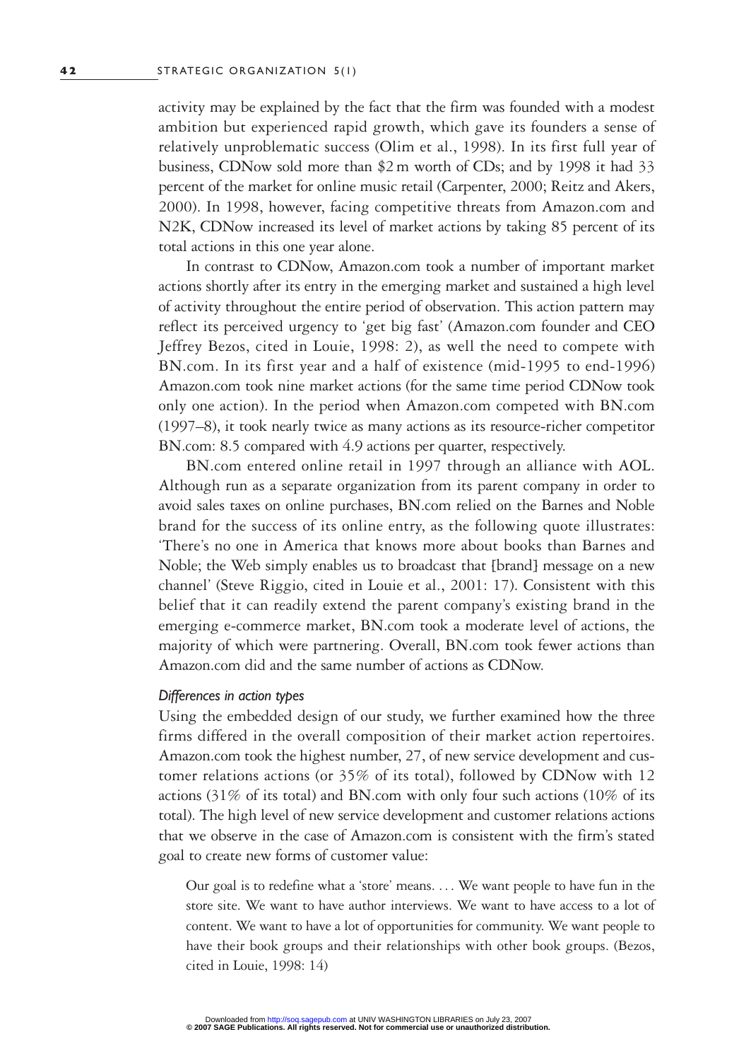activity may be explained by the fact that the firm was founded with a modest ambition but experienced rapid growth, which gave its founders a sense of relatively unproblematic success (Olim et al., 1998). In its first full year of business, CDNow sold more than \$2 m worth of CDs; and by 1998 it had 33 percent of the market for online music retail (Carpenter, 2000; Reitz and Akers, 2000). In 1998, however, facing competitive threats from Amazon.com and N2K, CDNow increased its level of market actions by taking 85 percent of its total actions in this one year alone.

In contrast to CDNow, Amazon.com took a number of important market actions shortly after its entry in the emerging market and sustained a high level of activity throughout the entire period of observation. This action pattern may reflect its perceived urgency to 'get big fast' (Amazon.com founder and CEO Jeffrey Bezos, cited in Louie, 1998: 2), as well the need to compete with BN.com. In its first year and a half of existence (mid-1995 to end-1996) Amazon.com took nine market actions (for the same time period CDNow took only one action). In the period when Amazon.com competed with BN.com (1997–8), it took nearly twice as many actions as its resource-richer competitor BN.com: 8.5 compared with 4.9 actions per quarter, respectively.

BN.com entered online retail in 1997 through an alliance with AOL. Although run as a separate organization from its parent company in order to avoid sales taxes on online purchases, BN.com relied on the Barnes and Noble brand for the success of its online entry, as the following quote illustrates: 'There's no one in America that knows more about books than Barnes and Noble; the Web simply enables us to broadcast that [brand] message on a new channel' (Steve Riggio, cited in Louie et al., 2001: 17). Consistent with this belief that it can readily extend the parent company's existing brand in the emerging e-commerce market, BN.com took a moderate level of actions, the majority of which were partnering. Overall, BN.com took fewer actions than Amazon.com did and the same number of actions as CDNow.

### *Differences in action types*

Using the embedded design of our study, we further examined how the three firms differed in the overall composition of their market action repertoires. Amazon.com took the highest number, 27, of new service development and customer relations actions (or 35% of its total), followed by CDNow with 12 actions (31% of its total) and BN.com with only four such actions (10% of its total). The high level of new service development and customer relations actions that we observe in the case of Amazon.com is consistent with the firm's stated goal to create new forms of customer value:

> Our goal is to redefine what a 'store' means. . . . We want people to have fun in the store site. We want to have author interviews. We want to have access to a lot of content. We want to have a lot of opportunities for community. We want people to have their book groups and their relationships with other book groups. (Bezos, cited in Louie, 1998: 14)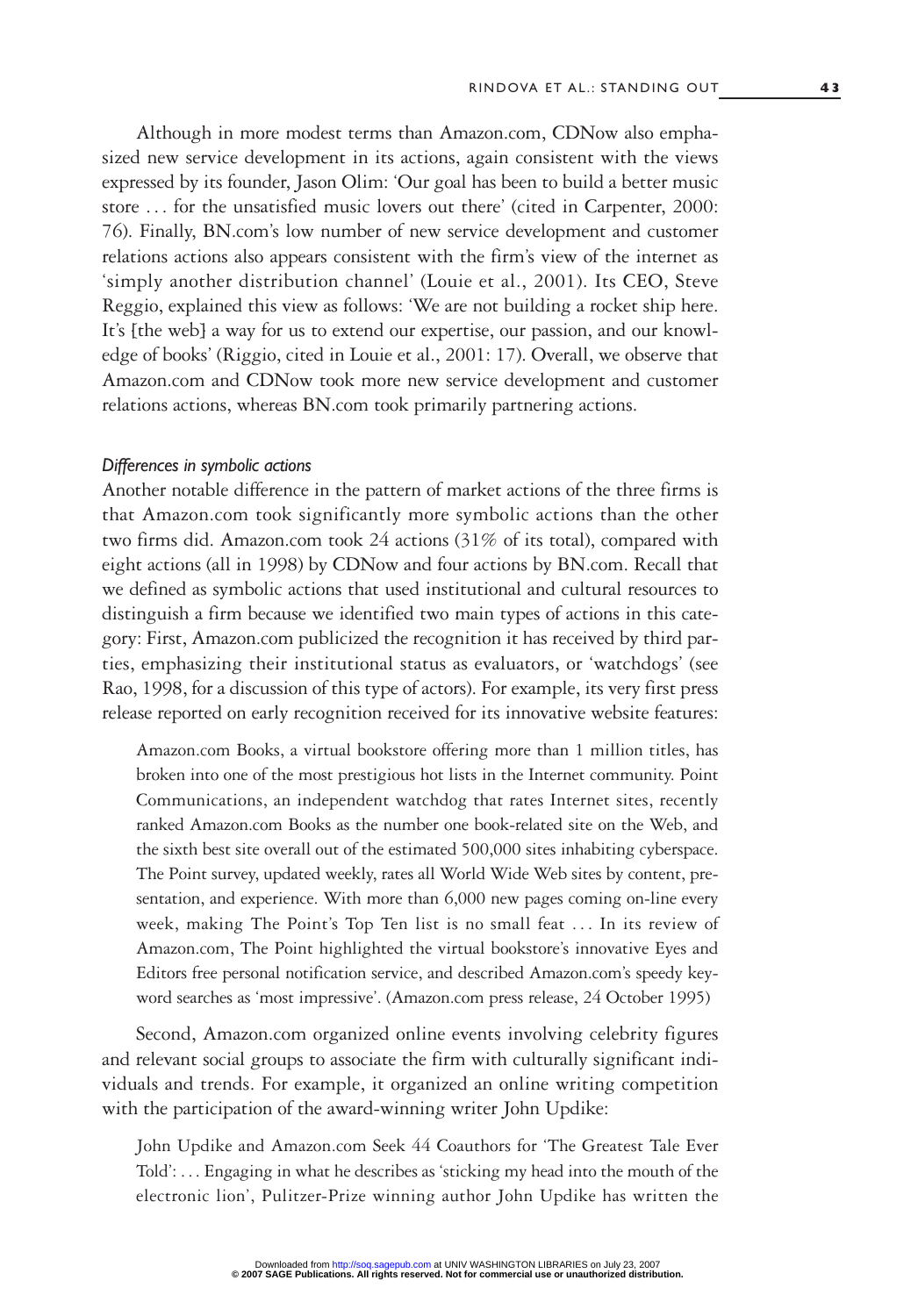Although in more modest terms than Amazon.com, CDNow also emphasized new service development in its actions, again consistent with the views expressed by its founder, Jason Olim: 'Our goal has been to build a better music store . . . for the unsatisfied music lovers out there' (cited in Carpenter, 2000: 76). Finally, BN.com's low number of new service development and customer relations actions also appears consistent with the firm's view of the internet as 'simply another distribution channel' (Louie et al., 2001). Its CEO, Steve Reggio, explained this view as follows: 'We are not building a rocket ship here. It's [the web] a way for us to extend our expertise, our passion, and our knowledge of books' (Riggio, cited in Louie et al., 2001: 17). Overall, we observe that Amazon.com and CDNow took more new service development and customer relations actions, whereas BN.com took primarily partnering actions.

### *Differences in symbolic actions*

Another notable difference in the pattern of market actions of the three firms is that Amazon.com took significantly more symbolic actions than the other two firms did. Amazon.com took 24 actions (31% of its total), compared with eight actions (all in 1998) by CDNow and four actions by BN.com. Recall that we defined as symbolic actions that used institutional and cultural resources to distinguish a firm because we identified two main types of actions in this category: First, Amazon.com publicized the recognition it has received by third parties, emphasizing their institutional status as evaluators, or 'watchdogs' (see Rao, 1998, for a discussion of this type of actors). For example, its very first press release reported on early recognition received for its innovative website features:

> Amazon.com Books, a virtual bookstore offering more than 1 million titles, has broken into one of the most prestigious hot lists in the Internet community. Point Communications, an independent watchdog that rates Internet sites, recently ranked Amazon.com Books as the number one book-related site on the Web, and the sixth best site overall out of the estimated 500,000 sites inhabiting cyberspace. The Point survey, updated weekly, rates all World Wide Web sites by content, presentation, and experience. With more than 6,000 new pages coming on-line every week, making The Point's Top Ten list is no small feat . . . In its review of Amazon.com, The Point highlighted the virtual bookstore's innovative Eyes and Editors free personal notification service, and described Amazon.com's speedy keyword searches as 'most impressive'. (Amazon.com press release, 24 October 1995)

Second, Amazon.com organized online events involving celebrity figures and relevant social groups to associate the firm with culturally significant individuals and trends. For example, it organized an online writing competition with the participation of the award-winning writer John Updike:

> John Updike and Amazon.com Seek 44 Coauthors for 'The Greatest Tale Ever Told': . . . Engaging in what he describes as 'sticking my head into the mouth of the electronic lion', Pulitzer-Prize winning author John Updike has written the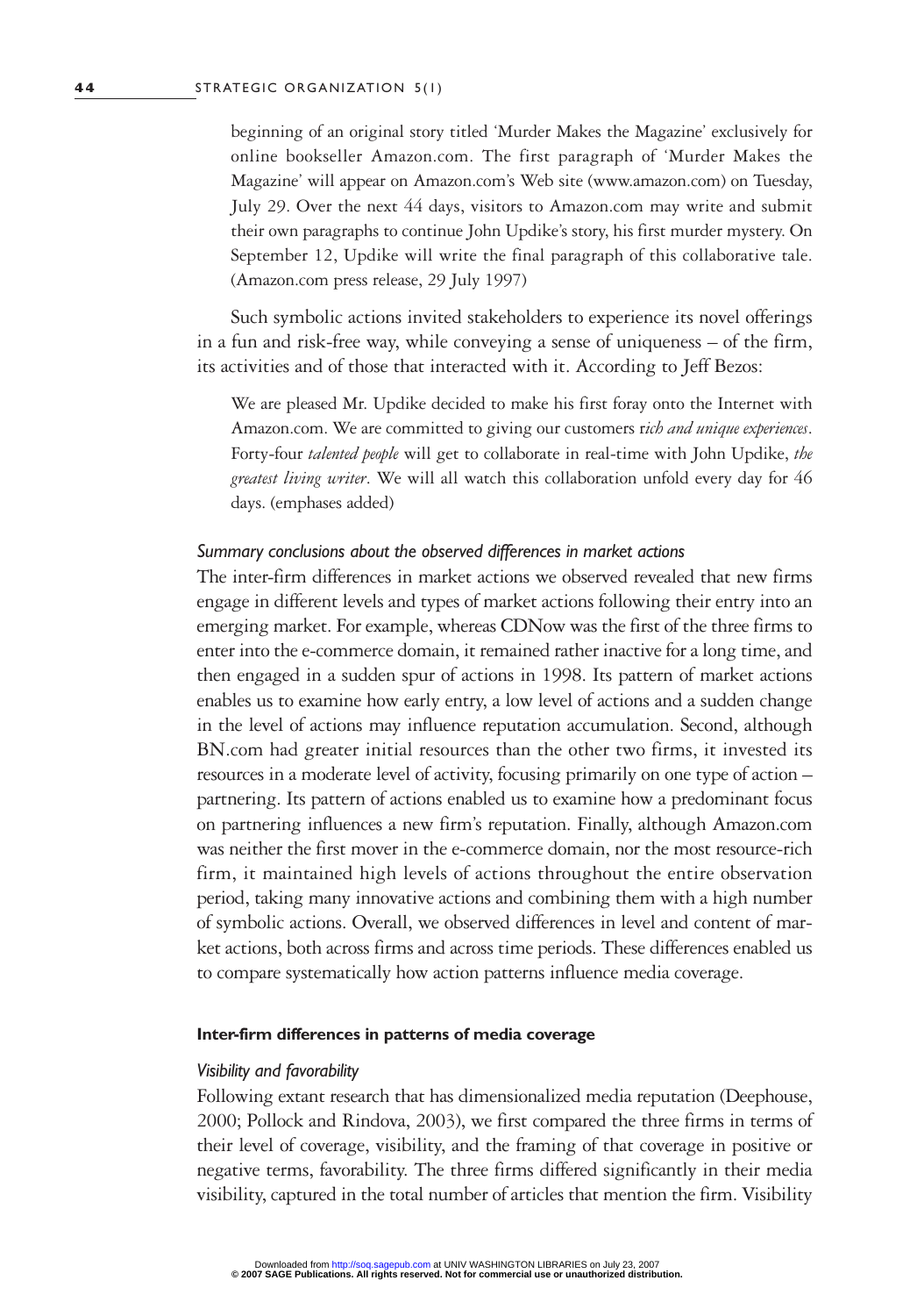beginning of an original story titled 'Murder Makes the Magazine' exclusively for online bookseller Amazon.com. The first paragraph of 'Murder Makes the Magazine' will appear on Amazon.com's Web site (www.amazon.com) on Tuesday, July 29. Over the next 44 days, visitors to Amazon.com may write and submit their own paragraphs to continue John Updike's story, his first murder mystery. On September 12, Updike will write the final paragraph of this collaborative tale. (Amazon.com press release, 29 July 1997)

Such symbolic actions invited stakeholders to experience its novel offerings in a fun and risk-free way, while conveying a sense of uniqueness – of the firm, its activities and of those that interacted with it. According to Jeff Bezos:

> We are pleased Mr. Updike decided to make his first foray onto the Internet with Amazon.com. We are committed to giving our customers r*ich and unique experiences*. Forty-four *talented people* will get to collaborate in real-time with John Updike, *the greatest living writer*. We will all watch this collaboration unfold every day for 46 days. (emphases added)

### *Summary conclusions about the observed differences in market actions*

The inter-firm differences in market actions we observed revealed that new firms engage in different levels and types of market actions following their entry into an emerging market. For example, whereas CDNow was the first of the three firms to enter into the e-commerce domain, it remained rather inactive for a long time, and then engaged in a sudden spur of actions in 1998. Its pattern of market actions enables us to examine how early entry, a low level of actions and a sudden change in the level of actions may influence reputation accumulation. Second, although BN.com had greater initial resources than the other two firms, it invested its resources in a moderate level of activity, focusing primarily on one type of action – partnering. Its pattern of actions enabled us to examine how a predominant focus on partnering influences a new firm's reputation. Finally, although Amazon.com was neither the first mover in the e-commerce domain, nor the most resource-rich firm, it maintained high levels of actions throughout the entire observation period, taking many innovative actions and combining them with a high number of symbolic actions. Overall, we observed differences in level and content of market actions, both across firms and across time periods. These differences enabled us to compare systematically how action patterns influence media coverage.

## **Inter-firm differences in patterns of media coverage**

### *Visibility and favorability*

Following extant research that has dimensionalized media reputation (Deephouse, 2000; Pollock and Rindova, 2003), we first compared the three firms in terms of their level of coverage, visibility, and the framing of that coverage in positive or negative terms, favorability. The three firms differed significantly in their media visibility, captured in the total number of articles that mention the firm. Visibility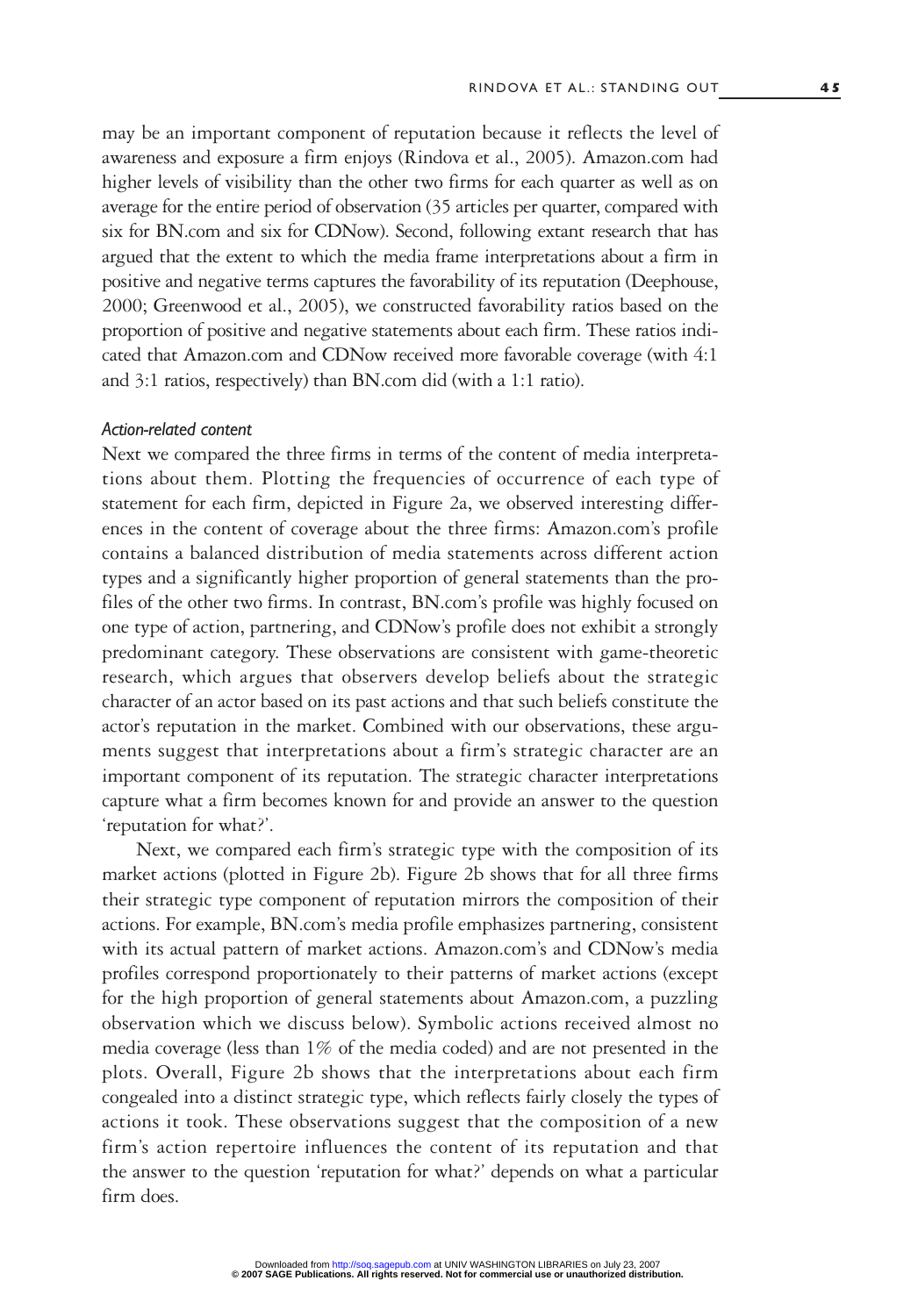may be an important component of reputation because it reflects the level of awareness and exposure a firm enjoys (Rindova et al., 2005). Amazon.com had higher levels of visibility than the other two firms for each quarter as well as on average for the entire period of observation (35 articles per quarter, compared with six for BN.com and six for CDNow). Second, following extant research that has argued that the extent to which the media frame interpretations about a firm in positive and negative terms captures the favorability of its reputation (Deephouse, 2000; Greenwood et al., 2005), we constructed favorability ratios based on the proportion of positive and negative statements about each firm. These ratios indicated that Amazon.com and CDNow received more favorable coverage (with 4:1 and 3:1 ratios, respectively) than BN.com did (with a 1:1 ratio).

### *Action-related content*

Next we compared the three firms in terms of the content of media interpretations about them. Plotting the frequencies of occurrence of each type of statement for each firm, depicted in Figure 2a, we observed interesting differences in the content of coverage about the three firms: Amazon.com's profile contains a balanced distribution of media statements across different action types and a significantly higher proportion of general statements than the profiles of the other two firms. In contrast, BN.com's profile was highly focused on one type of action, partnering, and CDNow's profile does not exhibit a strongly predominant category. These observations are consistent with game-theoretic research, which argues that observers develop beliefs about the strategic character of an actor based on its past actions and that such beliefs constitute the actor's reputation in the market. Combined with our observations, these arguments suggest that interpretations about a firm's strategic character are an important component of its reputation. The strategic character interpretations capture what a firm becomes known for and provide an answer to the question 'reputation for what?'.

Next, we compared each firm's strategic type with the composition of its market actions (plotted in Figure 2b). Figure 2b shows that for all three firms their strategic type component of reputation mirrors the composition of their actions. For example, BN.com's media profile emphasizes partnering, consistent with its actual pattern of market actions. Amazon.com's and CDNow's media profiles correspond proportionately to their patterns of market actions (except for the high proportion of general statements about Amazon.com, a puzzling observation which we discuss below). Symbolic actions received almost no media coverage (less than 1% of the media coded) and are not presented in the plots. Overall, Figure 2b shows that the interpretations about each firm congealed into a distinct strategic type, which reflects fairly closely the types of actions it took. These observations suggest that the composition of a new firm's action repertoire influences the content of its reputation and that the answer to the question 'reputation for what?' depends on what a particular firm does.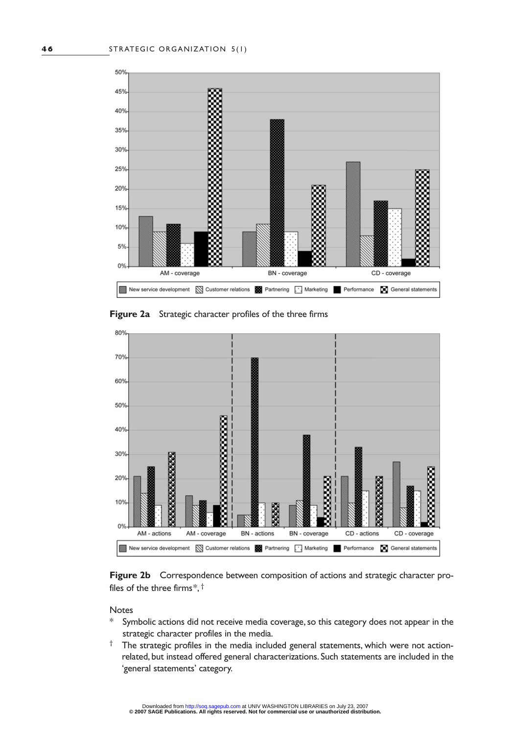**Figure 2a** Strategic character profiles of the three firms

**Figure 2b** Correspondence between composition of actions and strategic character profiles of the three firms*, †

Notes

\* Symbolic actions did not receive media coverage, so this category does not appear in the strategic character profiles in the media.

† The strategic profiles in the media included general statements, which were not action-related, but instead offered general characterizations. Such statements are included in the 'general statements' category.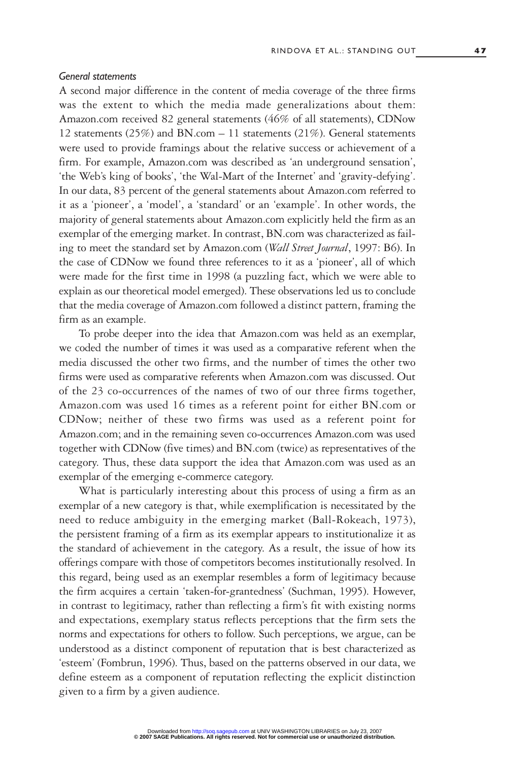### *General statements*

A second major difference in the content of media coverage of the three firms was the extent to which the media made generalizations about them: Amazon.com received 82 general statements (46% of all statements), CDNow 12 statements (25%) and BN.com – 11 statements (21%). General statements were used to provide framings about the relative success or achievement of a firm. For example, Amazon.com was described as 'an underground sensation', 'the Web's king of books', 'the Wal-Mart of the Internet' and 'gravity-defying'. In our data, 83 percent of the general statements about Amazon.com referred to it as a 'pioneer', a 'model', a 'standard' or an 'example'. In other words, the majority of general statements about Amazon.com explicitly held the firm as an exemplar of the emerging market. In contrast, BN.com was characterized as failing to meet the standard set by Amazon.com (*Wall Street Journal*, 1997: B6). In the case of CDNow we found three references to it as a 'pioneer', all of which were made for the first time in 1998 (a puzzling fact, which we were able to explain as our theoretical model emerged). These observations led us to conclude that the media coverage of Amazon.com followed a distinct pattern, framing the firm as an example.

To probe deeper into the idea that Amazon.com was held as an exemplar, we coded the number of times it was used as a comparative referent when the media discussed the other two firms, and the number of times the other two firms were used as comparative referents when Amazon.com was discussed. Out of the 23 co-occurrences of the names of two of our three firms together, Amazon.com was used 16 times as a referent point for either BN.com or CDNow; neither of these two firms was used as a referent point for Amazon.com; and in the remaining seven co-occurrences Amazon.com was used together with CDNow (five times) and BN.com (twice) as representatives of the category. Thus, these data support the idea that Amazon.com was used as an exemplar of the emerging e-commerce category.

What is particularly interesting about this process of using a firm as an exemplar of a new category is that, while exemplification is necessitated by the need to reduce ambiguity in the emerging market (Ball-Rokeach, 1973), the persistent framing of a firm as its exemplar appears to institutionalize it as the standard of achievement in the category. As a result, the issue of how its offerings compare with those of competitors becomes institutionally resolved. In this regard, being used as an exemplar resembles a form of legitimacy because the firm acquires a certain 'taken-for-grantedness' (Suchman, 1995). However, in contrast to legitimacy, rather than reflecting a firm's fit with existing norms and expectations, exemplary status reflects perceptions that the firm sets the norms and expectations for others to follow. Such perceptions, we argue, can be understood as a distinct component of reputation that is best characterized as 'esteem' (Fombrun, 1996). Thus, based on the patterns observed in our data, we define esteem as a component of reputation reflecting the explicit distinction given to a firm by a given audience.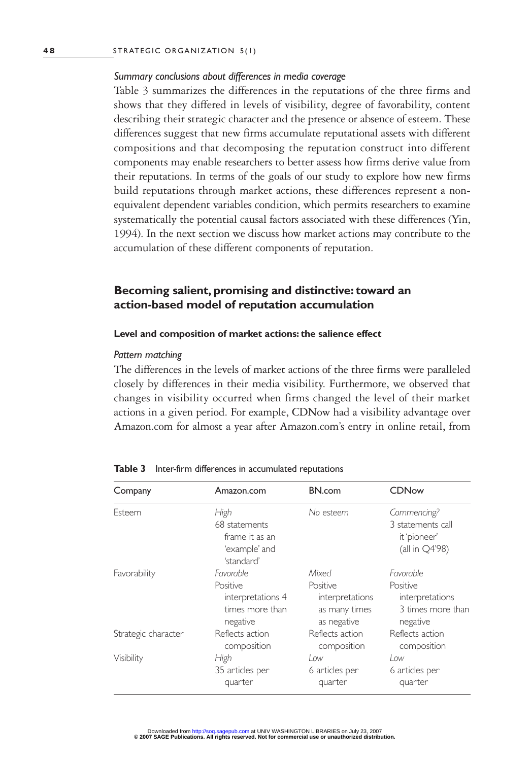*Summary conclusions about differences in media coverage*

Table 3 summarizes the differences in the reputations of the three firms and shows that they differed in levels of visibility, degree of favorability, content describing their strategic character and the presence or absence of esteem. These differences suggest that new firms accumulate reputational assets with different compositions and that decomposing the reputation construct into different components may enable researchers to better assess how firms derive value from their reputations. In terms of the goals of our study to explore how new firms build reputations through market actions, these differences represent a non-equivalent dependent variables condition, which permits researchers to examine systematically the potential causal factors associated with these differences (Yin, 1994). In the next section we discuss how market actions may contribute to the accumulation of these different components of reputation.

## Becoming salient, promising and distinctive: toward an action-based model of reputation accumulation

### Level and composition of market actions: the salience effect

*Pattern matching*

The differences in the levels of market actions of the three firms were paralleled closely by differences in their media visibility. Furthermore, we observed that changes in visibility occurred when firms changed the level of their market actions in a given period. For example, CDNow had a visibility advantage over Amazon.com for almost a year after Amazon.com's entry in online retail, from

**Table 3** Inter-firm differences in accumulated reputations

| Company | Amazon.com | BN.com | CDNow |
|---|---|---|---|
| Esteem | *High* 68 statements frame it as an 'example' and 'standard' | *No esteem* | *Commencing?* 3 statements call it 'pioneer' (all in Q4'98) |
| Favorability | *Favorable* Positive interpretations 4 times more than negative | *Mixed* Positive interpretations as many times as negative | *Favorable* Positive interpretations 3 times more than negative |
| Strategic character | Reflects action composition | Reflects action composition | Reflects action composition |
| Visibility | *High* 35 articles per quarter | *Low* 6 articles per quarter | *Low* 6 articles per quarter |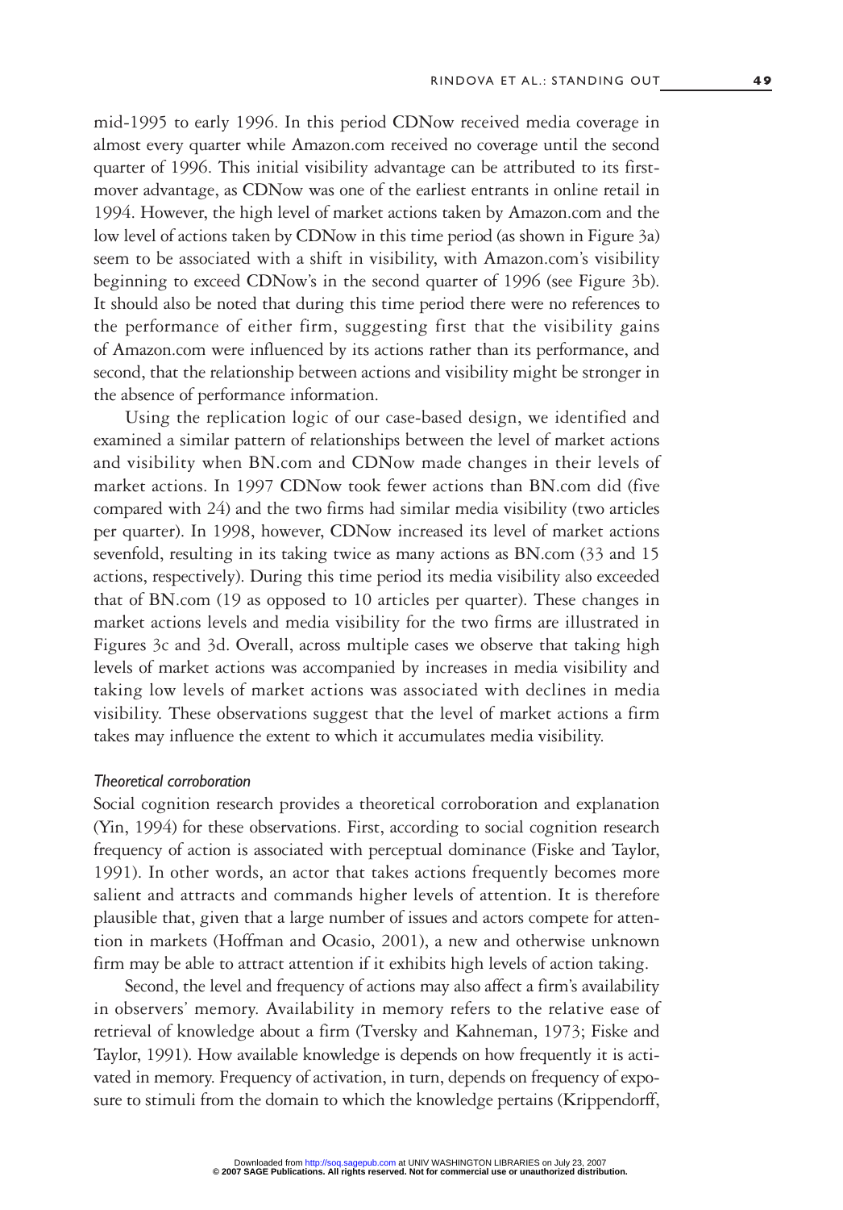mid-1995 to early 1996. In this period CDNow received media coverage in almost every quarter while Amazon.com received no coverage until the second quarter of 1996. This initial visibility advantage can be attributed to its first-mover advantage, as CDNow was one of the earliest entrants in online retail in 1994. However, the high level of market actions taken by Amazon.com and the low level of actions taken by CDNow in this time period (as shown in Figure 3a) seem to be associated with a shift in visibility, with Amazon.com's visibility beginning to exceed CDNow's in the second quarter of 1996 (see Figure 3b). It should also be noted that during this time period there were no references to the performance of either firm, suggesting first that the visibility gains of Amazon.com were influenced by its actions rather than its performance, and second, that the relationship between actions and visibility might be stronger in the absence of performance information.

Using the replication logic of our case-based design, we identified and examined a similar pattern of relationships between the level of market actions and visibility when BN.com and CDNow made changes in their levels of market actions. In 1997 CDNow took fewer actions than BN.com did (five compared with 24) and the two firms had similar media visibility (two articles per quarter). In 1998, however, CDNow increased its level of market actions sevenfold, resulting in its taking twice as many actions as BN.com (33 and 15 actions, respectively). During this time period its media visibility also exceeded that of BN.com (19 as opposed to 10 articles per quarter). These changes in market actions levels and media visibility for the two firms are illustrated in Figures 3c and 3d. Overall, across multiple cases we observe that taking high levels of market actions was accompanied by increases in media visibility and taking low levels of market actions was associated with declines in media visibility. These observations suggest that the level of market actions a firm takes may influence the extent to which it accumulates media visibility.

#### *Theoretical corroboration*

Social cognition research provides a theoretical corroboration and explanation (Yin, 1994) for these observations. First, according to social cognition research frequency of action is associated with perceptual dominance (Fiske and Taylor, 1991). In other words, an actor that takes actions frequently becomes more salient and attracts and commands higher levels of attention. It is therefore plausible that, given that a large number of issues and actors compete for attention in markets (Hoffman and Ocasio, 2001), a new and otherwise unknown firm may be able to attract attention if it exhibits high levels of action taking.

Second, the level and frequency of actions may also affect a firm's availability in observers' memory. Availability in memory refers to the relative ease of retrieval of knowledge about a firm (Tversky and Kahneman, 1973; Fiske and Taylor, 1991). How available knowledge is depends on how frequently it is activated in memory. Frequency of activation, in turn, depends on frequency of exposure to stimuli from the domain to which the knowledge pertains (Krippendorff,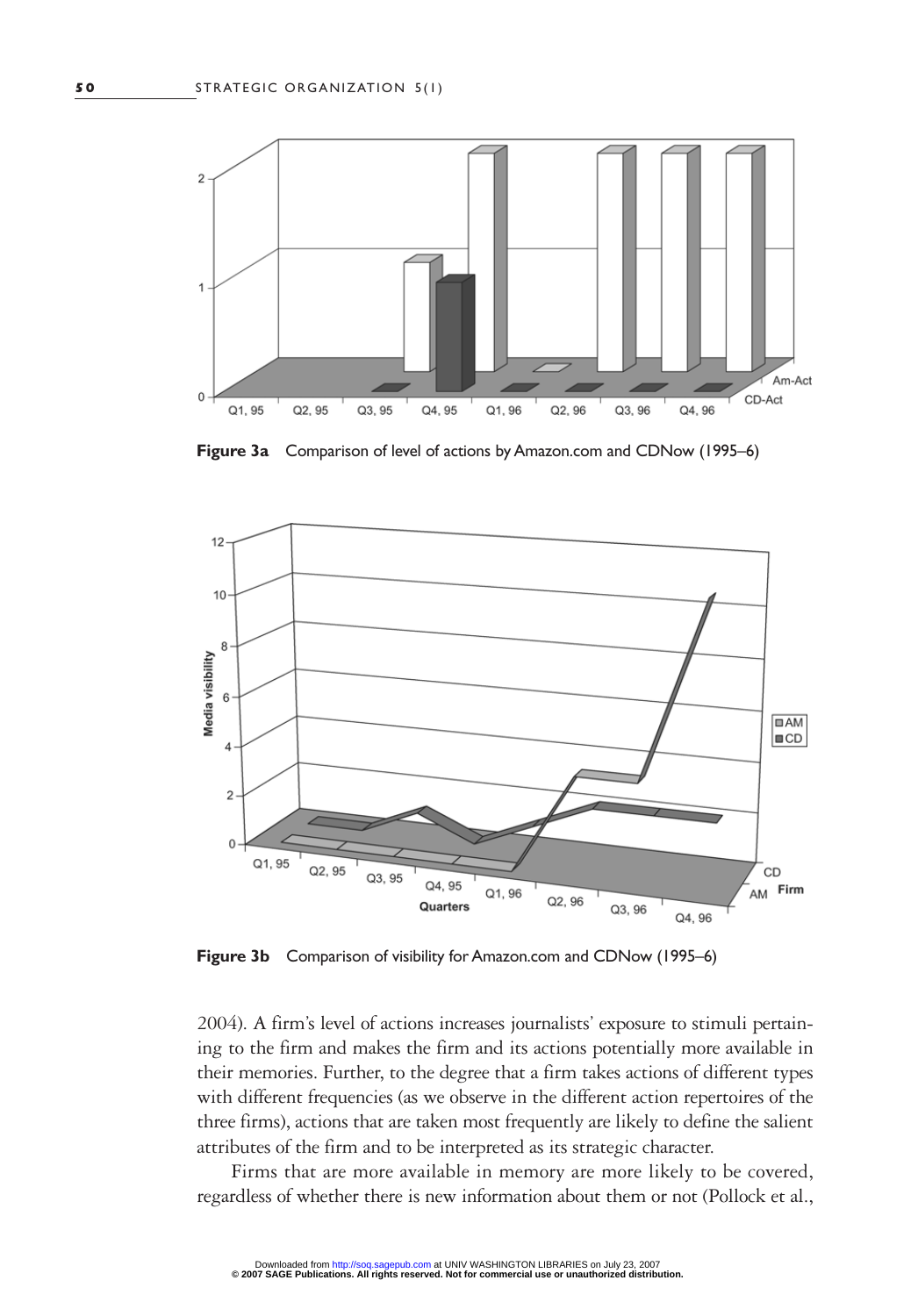**Figure 3a** Comparison of level of actions by Amazon.com and CDNow (1995–6)

**Figure 3b** Comparison of visibility for Amazon.com and CDNow (1995–6)

2004). A firm's level of actions increases journalists' exposure to stimuli pertaining to the firm and makes the firm and its actions potentially more available in their memories. Further, to the degree that a firm takes actions of different types with different frequencies (as we observe in the different action repertoires of the three firms), actions that are taken most frequently are likely to define the salient attributes of the firm and to be interpreted as its strategic character.

Firms that are more available in memory are more likely to be covered, regardless of whether there is new information about them or not (Pollock et al.,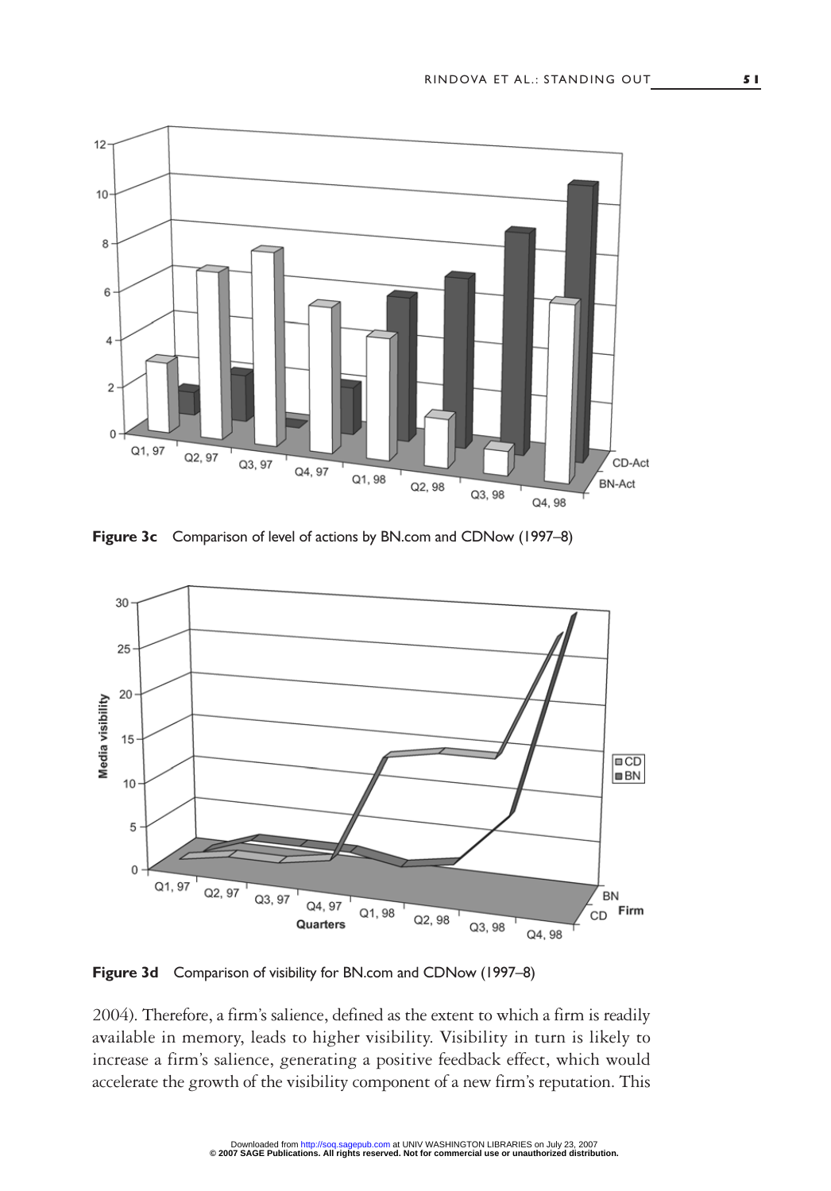**Figure 3c** Comparison of level of actions by BN.com and CDNow (1997–8)

**Figure 3d** Comparison of visibility for BN.com and CDNow (1997–8)

2004). Therefore, a firm's salience, defined as the extent to which a firm is readily available in memory, leads to higher visibility. Visibility in turn is likely to increase a firm's salience, generating a positive feedback effect, which would accelerate the growth of the visibility component of a new firm's reputation. This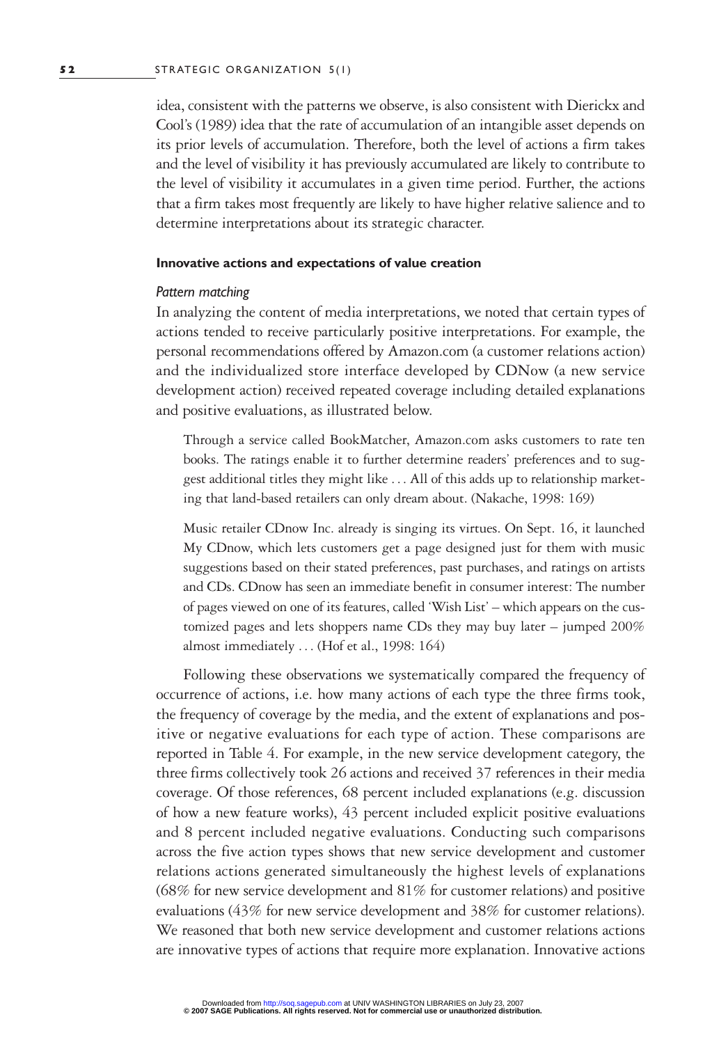idea, consistent with the patterns we observe, is also consistent with Dierickx and Cool's (1989) idea that the rate of accumulation of an intangible asset depends on its prior levels of accumulation. Therefore, both the level of actions a firm takes and the level of visibility it has previously accumulated are likely to contribute to the level of visibility it accumulates in a given time period. Further, the actions that a firm takes most frequently are likely to have higher relative salience and to determine interpretations about its strategic character.

#### Innovative actions and expectations of value creation

##### *Pattern matching*

In analyzing the content of media interpretations, we noted that certain types of actions tended to receive particularly positive interpretations. For example, the personal recommendations offered by Amazon.com (a customer relations action) and the individualized store interface developed by CDNow (a new service development action) received repeated coverage including detailed explanations and positive evaluations, as illustrated below.

> Through a service called BookMatcher, Amazon.com asks customers to rate ten books. The ratings enable it to further determine readers' preferences and to suggest additional titles they might like . . . All of this adds up to relationship marketing that land-based retailers can only dream about. (Nakache, 1998: 169)

> Music retailer CDnow Inc. already is singing its virtues. On Sept. 16, it launched My CDnow, which lets customers get a page designed just for them with music suggestions based on their stated preferences, past purchases, and ratings on artists and CDs. CDnow has seen an immediate benefit in consumer interest: The number of pages viewed on one of its features, called 'Wish List' – which appears on the customized pages and lets shoppers name CDs they may buy later – jumped 200% almost immediately . . . (Hof et al., 1998: 164)

Following these observations we systematically compared the frequency of occurrence of actions, i.e. how many actions of each type the three firms took, the frequency of coverage by the media, and the extent of explanations and positive or negative evaluations for each type of action. These comparisons are reported in Table 4. For example, in the new service development category, the three firms collectively took 26 actions and received 37 references in their media coverage. Of those references, 68 percent included explanations (e.g. discussion of how a new feature works), 43 percent included explicit positive evaluations and 8 percent included negative evaluations. Conducting such comparisons across the five action types shows that new service development and customer relations actions generated simultaneously the highest levels of explanations (68% for new service development and 81% for customer relations) and positive evaluations (43% for new service development and 38% for customer relations). We reasoned that both new service development and customer relations actions are innovative types of actions that require more explanation. Innovative actions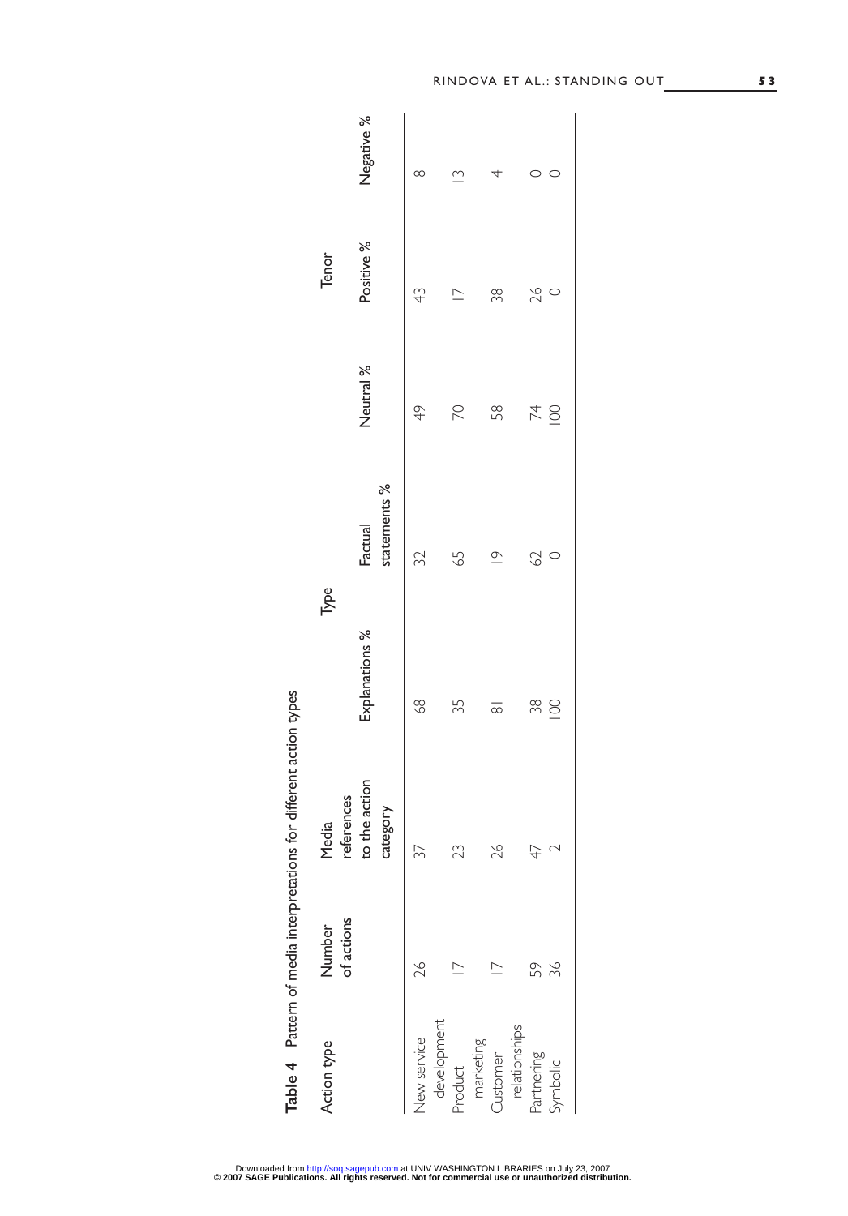**Table 4** Pattern of media interpretations for different action types

| Action type | Number of actions | Media references to the action category | Type | | Tenor | | |
|---|---|---|---|---|---|---|---|
| | | | Explanations % | Factual statements % | Neutral % | Positive % | Negative % |
| New service development | 26 | 37 | 68 | 32 | 49 | 43 | 8 |
| Product marketing | 17 | 23 | 35 | 65 | 70 | 17 | 13 |
| Customer relationships | 17 | 26 | 81 | 19 | 58 | 38 | 4 |
| Partnering | 59 | 47 | 38 | 62 | 74 | 26 | 0 |
| Symbolic | 36 | 2 | 100 | 0 | 100 | 0 | 0 |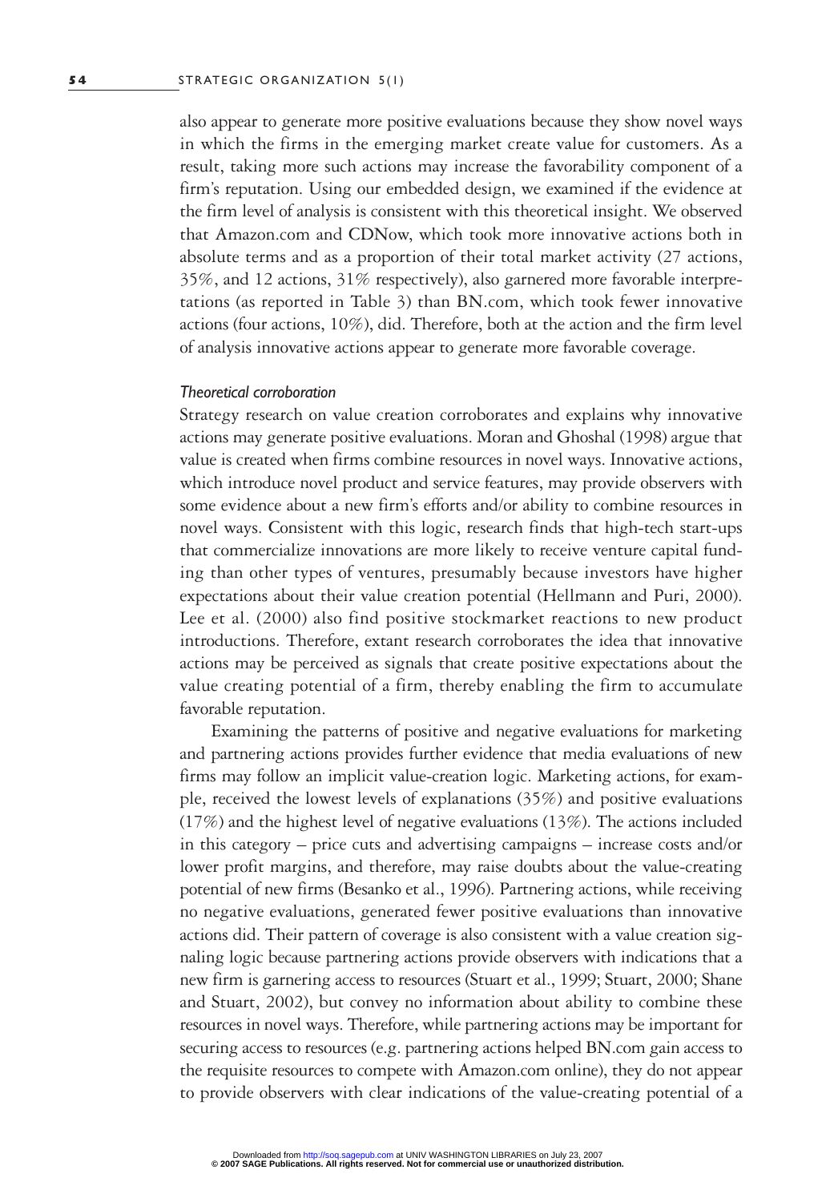also appear to generate more positive evaluations because they show novel ways in which the firms in the emerging market create value for customers. As a result, taking more such actions may increase the favorability component of a firm's reputation. Using our embedded design, we examined if the evidence at the firm level of analysis is consistent with this theoretical insight. We observed that Amazon.com and CDNow, which took more innovative actions both in absolute terms and as a proportion of their total market activity (27 actions, 35%, and 12 actions, 31% respectively), also garnered more favorable interpretations (as reported in Table 3) than BN.com, which took fewer innovative actions (four actions, 10%), did. Therefore, both at the action and the firm level of analysis innovative actions appear to generate more favorable coverage.

### *Theoretical corroboration*

Strategy research on value creation corroborates and explains why innovative actions may generate positive evaluations. Moran and Ghoshal (1998) argue that value is created when firms combine resources in novel ways. Innovative actions, which introduce novel product and service features, may provide observers with some evidence about a new firm's efforts and/or ability to combine resources in novel ways. Consistent with this logic, research finds that high-tech start-ups that commercialize innovations are more likely to receive venture capital funding than other types of ventures, presumably because investors have higher expectations about their value creation potential (Hellmann and Puri, 2000). Lee et al. (2000) also find positive stockmarket reactions to new product introductions. Therefore, extant research corroborates the idea that innovative actions may be perceived as signals that create positive expectations about the value creating potential of a firm, thereby enabling the firm to accumulate favorable reputation.

Examining the patterns of positive and negative evaluations for marketing and partnering actions provides further evidence that media evaluations of new firms may follow an implicit value-creation logic. Marketing actions, for example, received the lowest levels of explanations (35%) and positive evaluations (17%) and the highest level of negative evaluations (13%). The actions included in this category – price cuts and advertising campaigns – increase costs and/or lower profit margins, and therefore, may raise doubts about the value-creating potential of new firms (Besanko et al., 1996). Partnering actions, while receiving no negative evaluations, generated fewer positive evaluations than innovative actions did. Their pattern of coverage is also consistent with a value creation signaling logic because partnering actions provide observers with indications that a new firm is garnering access to resources (Stuart et al., 1999; Stuart, 2000; Shane and Stuart, 2002), but convey no information about ability to combine these resources in novel ways. Therefore, while partnering actions may be important for securing access to resources (e.g. partnering actions helped BN.com gain access to the requisite resources to compete with Amazon.com online), they do not appear to provide observers with clear indications of the value-creating potential of a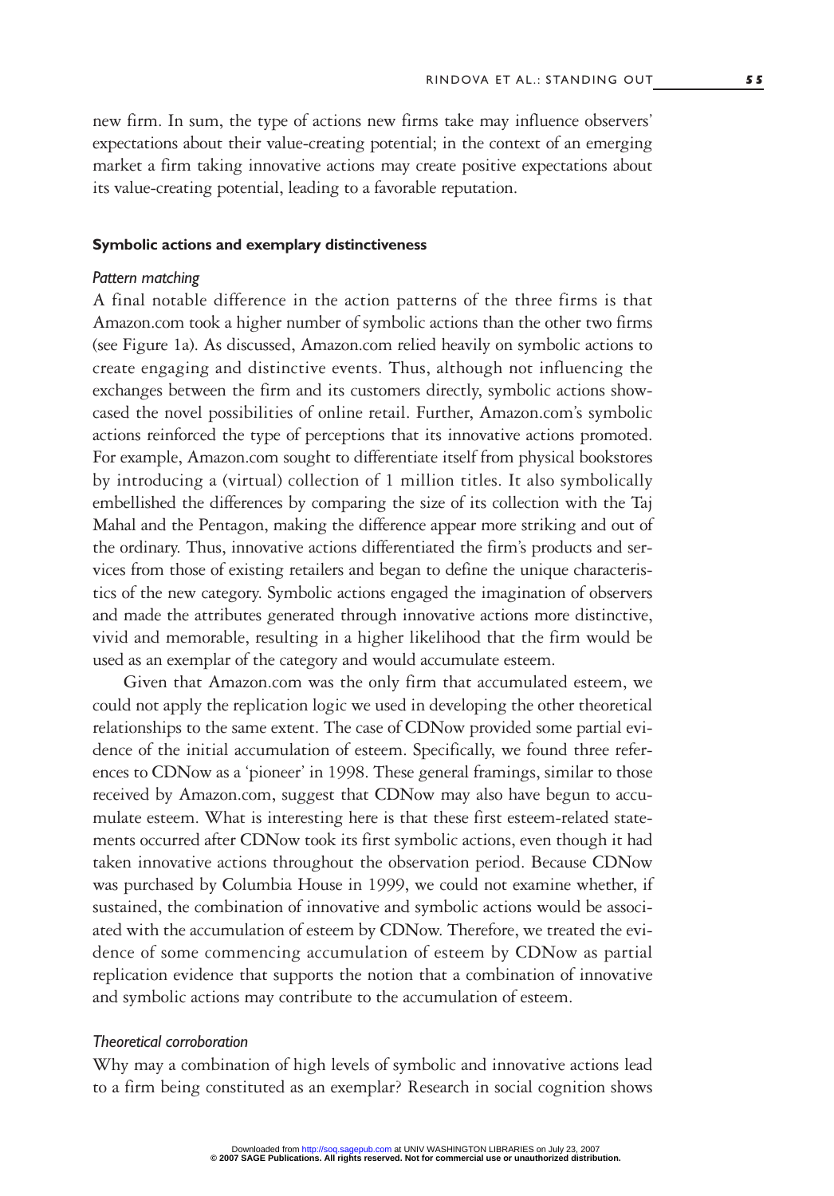new firm. In sum, the type of actions new firms take may influence observers' expectations about their value-creating potential; in the context of an emerging market a firm taking innovative actions may create positive expectations about its value-creating potential, leading to a favorable reputation.

### Symbolic actions and exemplary distinctiveness

#### *Pattern matching*

A final notable difference in the action patterns of the three firms is that Amazon.com took a higher number of symbolic actions than the other two firms (see Figure 1a). As discussed, Amazon.com relied heavily on symbolic actions to create engaging and distinctive events. Thus, although not influencing the exchanges between the firm and its customers directly, symbolic actions showcased the novel possibilities of online retail. Further, Amazon.com's symbolic actions reinforced the type of perceptions that its innovative actions promoted. For example, Amazon.com sought to differentiate itself from physical bookstores by introducing a (virtual) collection of 1 million titles. It also symbolically embellished the differences by comparing the size of its collection with the Taj Mahal and the Pentagon, making the difference appear more striking and out of the ordinary. Thus, innovative actions differentiated the firm's products and services from those of existing retailers and began to define the unique characteristics of the new category. Symbolic actions engaged the imagination of observers and made the attributes generated through innovative actions more distinctive, vivid and memorable, resulting in a higher likelihood that the firm would be used as an exemplar of the category and would accumulate esteem.

Given that Amazon.com was the only firm that accumulated esteem, we could not apply the replication logic we used in developing the other theoretical relationships to the same extent. The case of CDNow provided some partial evidence of the initial accumulation of esteem. Specifically, we found three references to CDNow as a 'pioneer' in 1998. These general framings, similar to those received by Amazon.com, suggest that CDNow may also have begun to accumulate esteem. What is interesting here is that these first esteem-related statements occurred after CDNow took its first symbolic actions, even though it had taken innovative actions throughout the observation period. Because CDNow was purchased by Columbia House in 1999, we could not examine whether, if sustained, the combination of innovative and symbolic actions would be associated with the accumulation of esteem by CDNow. Therefore, we treated the evidence of some commencing accumulation of esteem by CDNow as partial replication evidence that supports the notion that a combination of innovative and symbolic actions may contribute to the accumulation of esteem.

#### *Theoretical corroboration*

Why may a combination of high levels of symbolic and innovative actions lead to a firm being constituted as an exemplar? Research in social cognition shows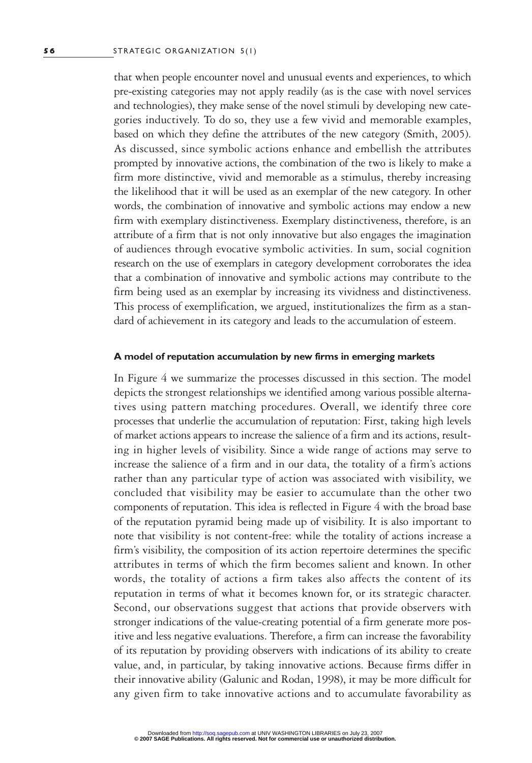that when people encounter novel and unusual events and experiences, to which pre-existing categories may not apply readily (as is the case with novel services and technologies), they make sense of the novel stimuli by developing new categories inductively. To do so, they use a few vivid and memorable examples, based on which they define the attributes of the new category (Smith, 2005). As discussed, since symbolic actions enhance and embellish the attributes prompted by innovative actions, the combination of the two is likely to make a firm more distinctive, vivid and memorable as a stimulus, thereby increasing the likelihood that it will be used as an exemplar of the new category. In other words, the combination of innovative and symbolic actions may endow a new firm with exemplary distinctiveness. Exemplary distinctiveness, therefore, is an attribute of a firm that is not only innovative but also engages the imagination of audiences through evocative symbolic activities. In sum, social cognition research on the use of exemplars in category development corroborates the idea that a combination of innovative and symbolic actions may contribute to the firm being used as an exemplar by increasing its vividness and distinctiveness. This process of exemplification, we argued, institutionalizes the firm as a standard of achievement in its category and leads to the accumulation of esteem.

#### A model of reputation accumulation by new firms in emerging markets

In Figure 4 we summarize the processes discussed in this section. The model depicts the strongest relationships we identified among various possible alternatives using pattern matching procedures. Overall, we identify three core processes that underlie the accumulation of reputation: First, taking high levels of market actions appears to increase the salience of a firm and its actions, resulting in higher levels of visibility. Since a wide range of actions may serve to increase the salience of a firm and in our data, the totality of a firm's actions rather than any particular type of action was associated with visibility, we concluded that visibility may be easier to accumulate than the other two components of reputation. This idea is reflected in Figure 4 with the broad base of the reputation pyramid being made up of visibility. It is also important to note that visibility is not content-free: while the totality of actions increase a firm's visibility, the composition of its action repertoire determines the specific attributes in terms of which the firm becomes salient and known. In other words, the totality of actions a firm takes also affects the content of its reputation in terms of what it becomes known for, or its strategic character. Second, our observations suggest that actions that provide observers with stronger indications of the value-creating potential of a firm generate more positive and less negative evaluations. Therefore, a firm can increase the favorability of its reputation by providing observers with indications of its ability to create value, and, in particular, by taking innovative actions. Because firms differ in their innovative ability (Galunic and Rodan, 1998), it may be more difficult for any given firm to take innovative actions and to accumulate favorability as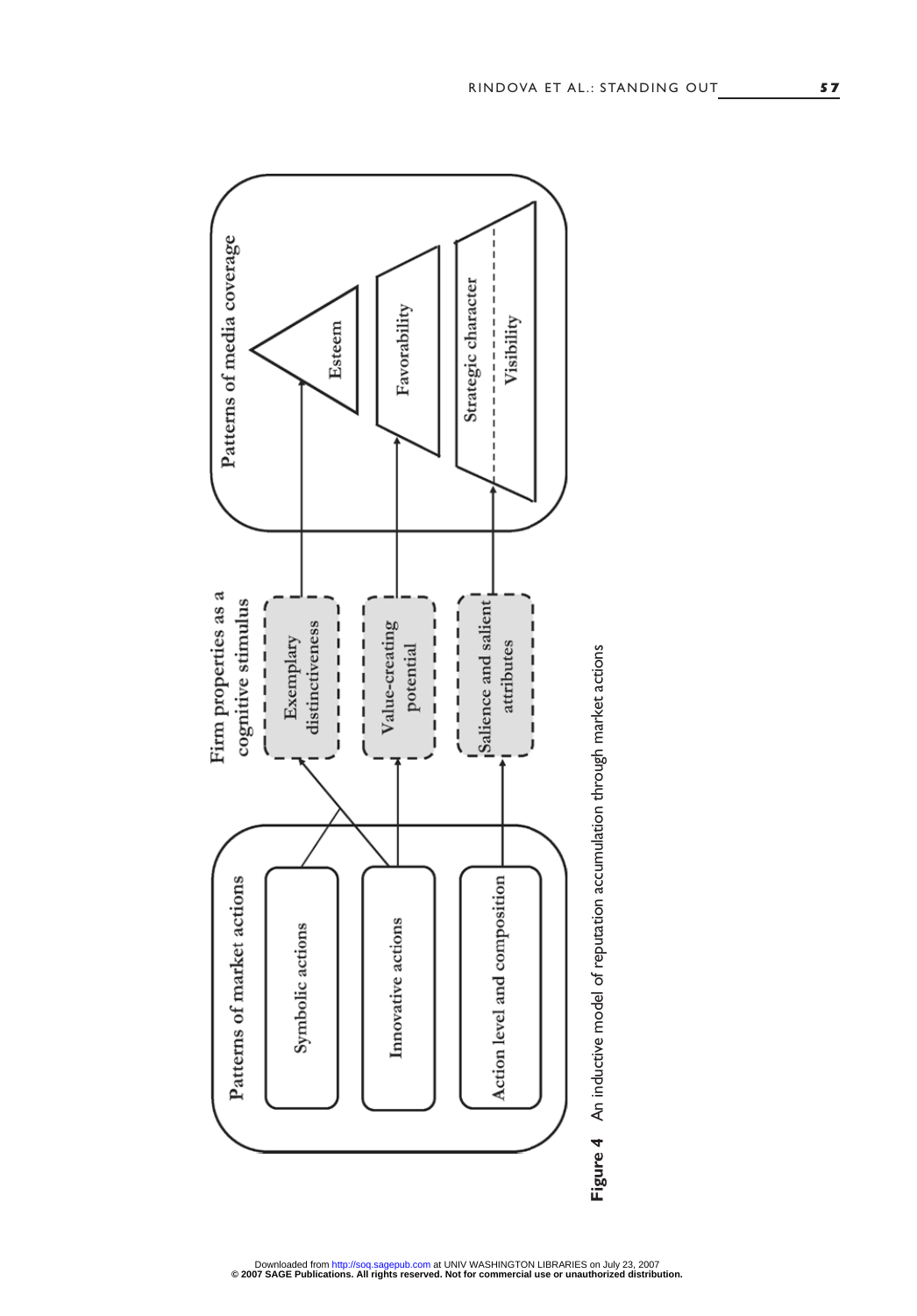Patterns of market actions

- Symbolic actions
- Innovative actions
- Action level and composition

Firm properties as a cognitive stimulus

- Exemplary distinctiveness
- Value-creating potential
- Salience and salient attributes

Patterns of media coverage

- Esteem
- Favorability
- Strategic character
- Visibility

**Figure 4** An inductive model of reputation accumulation through market actions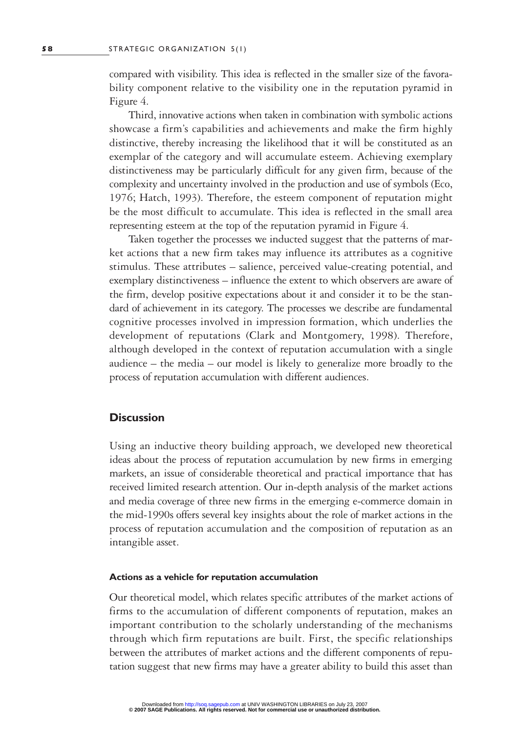compared with visibility. This idea is reflected in the smaller size of the favorability component relative to the visibility one in the reputation pyramid in Figure 4.

Third, innovative actions when taken in combination with symbolic actions showcase a firm's capabilities and achievements and make the firm highly distinctive, thereby increasing the likelihood that it will be constituted as an exemplar of the category and will accumulate esteem. Achieving exemplary distinctiveness may be particularly difficult for any given firm, because of the complexity and uncertainty involved in the production and use of symbols (Eco, 1976; Hatch, 1993). Therefore, the esteem component of reputation might be the most difficult to accumulate. This idea is reflected in the small area representing esteem at the top of the reputation pyramid in Figure 4.

Taken together the processes we inducted suggest that the patterns of market actions that a new firm takes may influence its attributes as a cognitive stimulus. These attributes – salience, perceived value-creating potential, and exemplary distinctiveness – influence the extent to which observers are aware of the firm, develop positive expectations about it and consider it to be the standard of achievement in its category. The processes we describe are fundamental cognitive processes involved in impression formation, which underlies the development of reputations (Clark and Montgomery, 1998). Therefore, although developed in the context of reputation accumulation with a single audience – the media – our model is likely to generalize more broadly to the process of reputation accumulation with different audiences.

## Discussion

Using an inductive theory building approach, we developed new theoretical ideas about the process of reputation accumulation by new firms in emerging markets, an issue of considerable theoretical and practical importance that has received limited research attention. Our in-depth analysis of the market actions and media coverage of three new firms in the emerging e-commerce domain in the mid-1990s offers several key insights about the role of market actions in the process of reputation accumulation and the composition of reputation as an intangible asset.

### Actions as a vehicle for reputation accumulation

Our theoretical model, which relates specific attributes of the market actions of firms to the accumulation of different components of reputation, makes an important contribution to the scholarly understanding of the mechanisms through which firm reputations are built. First, the specific relationships between the attributes of market actions and the different components of reputation suggest that new firms may have a greater ability to build this asset than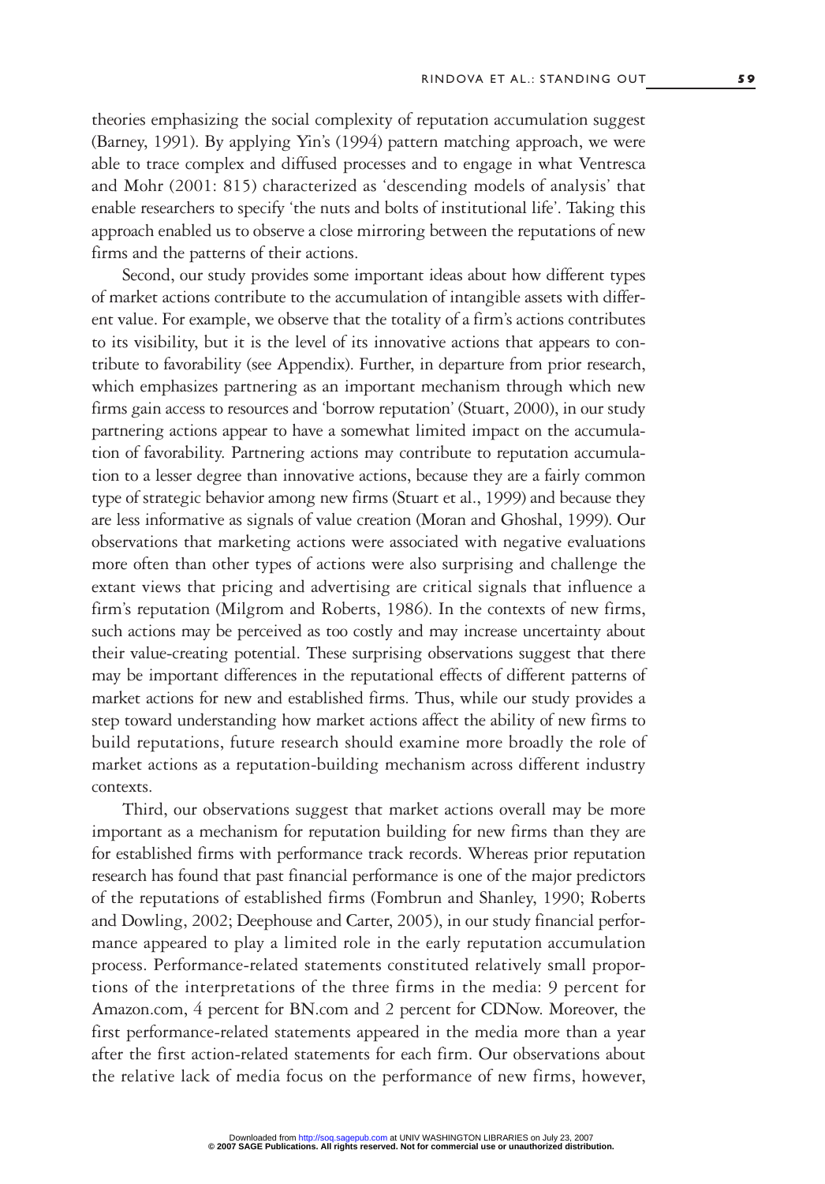theories emphasizing the social complexity of reputation accumulation suggest (Barney, 1991). By applying Yin's (1994) pattern matching approach, we were able to trace complex and diffused processes and to engage in what Ventresca and Mohr (2001: 815) characterized as 'descending models of analysis' that enable researchers to specify 'the nuts and bolts of institutional life'. Taking this approach enabled us to observe a close mirroring between the reputations of new firms and the patterns of their actions.

Second, our study provides some important ideas about how different types of market actions contribute to the accumulation of intangible assets with different value. For example, we observe that the totality of a firm's actions contributes to its visibility, but it is the level of its innovative actions that appears to contribute to favorability (see Appendix). Further, in departure from prior research, which emphasizes partnering as an important mechanism through which new firms gain access to resources and 'borrow reputation' (Stuart, 2000), in our study partnering actions appear to have a somewhat limited impact on the accumulation of favorability. Partnering actions may contribute to reputation accumulation to a lesser degree than innovative actions, because they are a fairly common type of strategic behavior among new firms (Stuart et al., 1999) and because they are less informative as signals of value creation (Moran and Ghoshal, 1999). Our observations that marketing actions were associated with negative evaluations more often than other types of actions were also surprising and challenge the extant views that pricing and advertising are critical signals that influence a firm's reputation (Milgrom and Roberts, 1986). In the contexts of new firms, such actions may be perceived as too costly and may increase uncertainty about their value-creating potential. These surprising observations suggest that there may be important differences in the reputational effects of different patterns of market actions for new and established firms. Thus, while our study provides a step toward understanding how market actions affect the ability of new firms to build reputations, future research should examine more broadly the role of market actions as a reputation-building mechanism across different industry contexts.

Third, our observations suggest that market actions overall may be more important as a mechanism for reputation building for new firms than they are for established firms with performance track records. Whereas prior reputation research has found that past financial performance is one of the major predictors of the reputations of established firms (Fombrun and Shanley, 1990; Roberts and Dowling, 2002; Deephouse and Carter, 2005), in our study financial performance appeared to play a limited role in the early reputation accumulation process. Performance-related statements constituted relatively small proportions of the interpretations of the three firms in the media: 9 percent for Amazon.com, 4 percent for BN.com and 2 percent for CDNow. Moreover, the first performance-related statements appeared in the media more than a year after the first action-related statements for each firm. Our observations about the relative lack of media focus on the performance of new firms, however,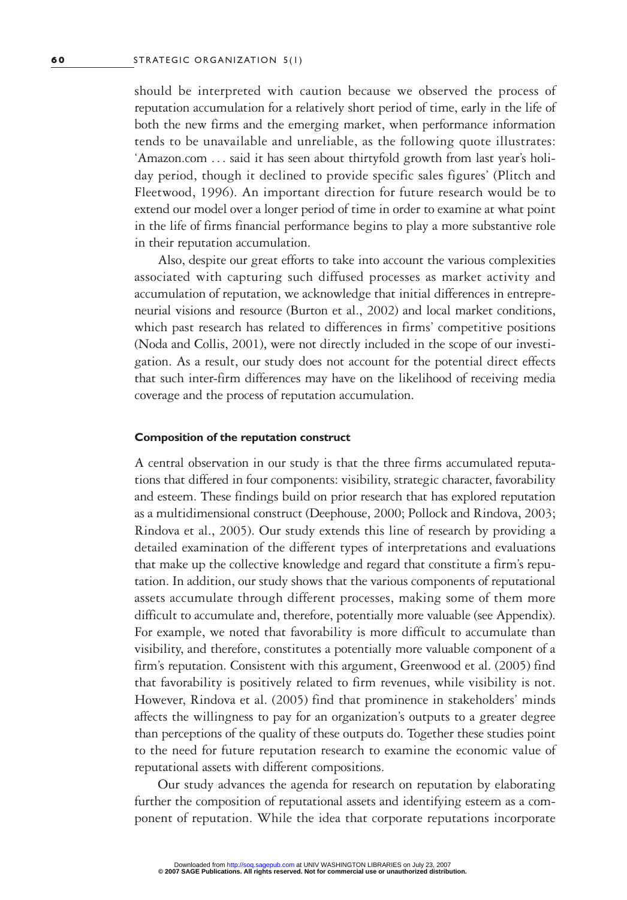should be interpreted with caution because we observed the process of reputation accumulation for a relatively short period of time, early in the life of both the new firms and the emerging market, when performance information tends to be unavailable and unreliable, as the following quote illustrates: 'Amazon.com … said it has seen about thirtyfold growth from last year's holiday period, though it declined to provide specific sales figures' (Plitch and Fleetwood, 1996). An important direction for future research would be to extend our model over a longer period of time in order to examine at what point in the life of firms financial performance begins to play a more substantive role in their reputation accumulation.

Also, despite our great efforts to take into account the various complexities associated with capturing such diffused processes as market activity and accumulation of reputation, we acknowledge that initial differences in entrepreneurial visions and resource (Burton et al., 2002) and local market conditions, which past research has related to differences in firms' competitive positions (Noda and Collis, 2001), were not directly included in the scope of our investigation. As a result, our study does not account for the potential direct effects that such inter-firm differences may have on the likelihood of receiving media coverage and the process of reputation accumulation.

#### Composition of the reputation construct

A central observation in our study is that the three firms accumulated reputations that differed in four components: visibility, strategic character, favorability and esteem. These findings build on prior research that has explored reputation as a multidimensional construct (Deephouse, 2000; Pollock and Rindova, 2003; Rindova et al., 2005). Our study extends this line of research by providing a detailed examination of the different types of interpretations and evaluations that make up the collective knowledge and regard that constitute a firm's reputation. In addition, our study shows that the various components of reputational assets accumulate through different processes, making some of them more difficult to accumulate and, therefore, potentially more valuable (see Appendix). For example, we noted that favorability is more difficult to accumulate than visibility, and therefore, constitutes a potentially more valuable component of a firm's reputation. Consistent with this argument, Greenwood et al. (2005) find that favorability is positively related to firm revenues, while visibility is not. However, Rindova et al. (2005) find that prominence in stakeholders' minds affects the willingness to pay for an organization's outputs to a greater degree than perceptions of the quality of these outputs do. Together these studies point to the need for future reputation research to examine the economic value of reputational assets with different compositions.

Our study advances the agenda for research on reputation by elaborating further the composition of reputational assets and identifying esteem as a component of reputation. While the idea that corporate reputations incorporate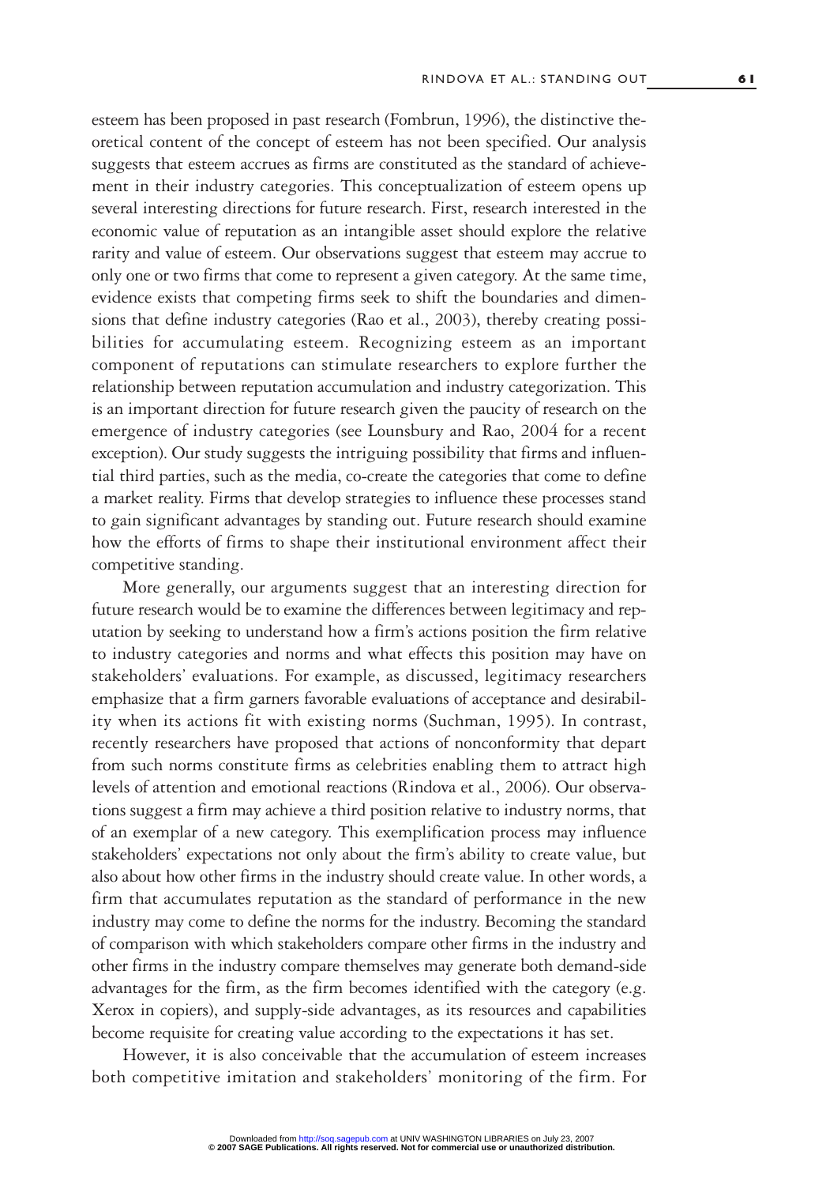esteem has been proposed in past research (Fombrun, 1996), the distinctive theoretical content of the concept of esteem has not been specified. Our analysis suggests that esteem accrues as firms are constituted as the standard of achievement in their industry categories. This conceptualization of esteem opens up several interesting directions for future research. First, research interested in the economic value of reputation as an intangible asset should explore the relative rarity and value of esteem. Our observations suggest that esteem may accrue to only one or two firms that come to represent a given category. At the same time, evidence exists that competing firms seek to shift the boundaries and dimensions that define industry categories (Rao et al., 2003), thereby creating possibilities for accumulating esteem. Recognizing esteem as an important component of reputations can stimulate researchers to explore further the relationship between reputation accumulation and industry categorization. This is an important direction for future research given the paucity of research on the emergence of industry categories (see Lounsbury and Rao, 2004 for a recent exception). Our study suggests the intriguing possibility that firms and influential third parties, such as the media, co-create the categories that come to define a market reality. Firms that develop strategies to influence these processes stand to gain significant advantages by standing out. Future research should examine how the efforts of firms to shape their institutional environment affect their competitive standing.

More generally, our arguments suggest that an interesting direction for future research would be to examine the differences between legitimacy and reputation by seeking to understand how a firm's actions position the firm relative to industry categories and norms and what effects this position may have on stakeholders' evaluations. For example, as discussed, legitimacy researchers emphasize that a firm garners favorable evaluations of acceptance and desirability when its actions fit with existing norms (Suchman, 1995). In contrast, recently researchers have proposed that actions of nonconformity that depart from such norms constitute firms as celebrities enabling them to attract high levels of attention and emotional reactions (Rindova et al., 2006). Our observations suggest a firm may achieve a third position relative to industry norms, that of an exemplar of a new category. This exemplification process may influence stakeholders' expectations not only about the firm's ability to create value, but also about how other firms in the industry should create value. In other words, a firm that accumulates reputation as the standard of performance in the new industry may come to define the norms for the industry. Becoming the standard of comparison with which stakeholders compare other firms in the industry and other firms in the industry compare themselves may generate both demand-side advantages for the firm, as the firm becomes identified with the category (e.g. Xerox in copiers), and supply-side advantages, as its resources and capabilities become requisite for creating value according to the expectations it has set.

However, it is also conceivable that the accumulation of esteem increases both competitive imitation and stakeholders' monitoring of the firm. For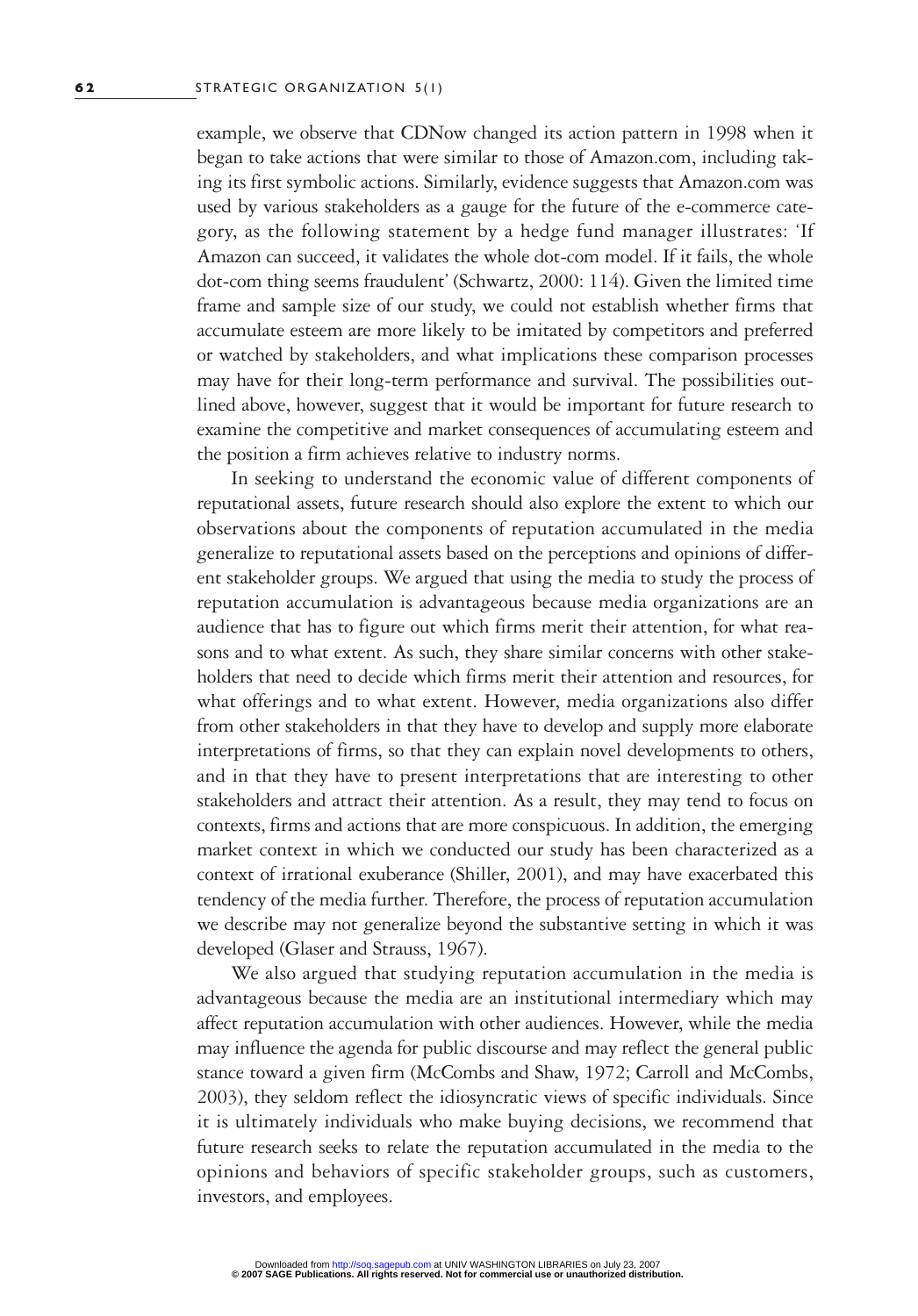example, we observe that CDNow changed its action pattern in 1998 when it began to take actions that were similar to those of Amazon.com, including taking its first symbolic actions. Similarly, evidence suggests that Amazon.com was used by various stakeholders as a gauge for the future of the e-commerce category, as the following statement by a hedge fund manager illustrates: 'If Amazon can succeed, it validates the whole dot-com model. If it fails, the whole dot-com thing seems fraudulent' (Schwartz, 2000: 114). Given the limited time frame and sample size of our study, we could not establish whether firms that accumulate esteem are more likely to be imitated by competitors and preferred or watched by stakeholders, and what implications these comparison processes may have for their long-term performance and survival. The possibilities outlined above, however, suggest that it would be important for future research to examine the competitive and market consequences of accumulating esteem and the position a firm achieves relative to industry norms.

In seeking to understand the economic value of different components of reputational assets, future research should also explore the extent to which our observations about the components of reputation accumulated in the media generalize to reputational assets based on the perceptions and opinions of different stakeholder groups. We argued that using the media to study the process of reputation accumulation is advantageous because media organizations are an audience that has to figure out which firms merit their attention, for what reasons and to what extent. As such, they share similar concerns with other stakeholders that need to decide which firms merit their attention and resources, for what offerings and to what extent. However, media organizations also differ from other stakeholders in that they have to develop and supply more elaborate interpretations of firms, so that they can explain novel developments to others, and in that they have to present interpretations that are interesting to other stakeholders and attract their attention. As a result, they may tend to focus on contexts, firms and actions that are more conspicuous. In addition, the emerging market context in which we conducted our study has been characterized as a context of irrational exuberance (Shiller, 2001), and may have exacerbated this tendency of the media further. Therefore, the process of reputation accumulation we describe may not generalize beyond the substantive setting in which it was developed (Glaser and Strauss, 1967).

We also argued that studying reputation accumulation in the media is advantageous because the media are an institutional intermediary which may affect reputation accumulation with other audiences. However, while the media may influence the agenda for public discourse and may reflect the general public stance toward a given firm (McCombs and Shaw, 1972; Carroll and McCombs, 2003), they seldom reflect the idiosyncratic views of specific individuals. Since it is ultimately individuals who make buying decisions, we recommend that future research seeks to relate the reputation accumulated in the media to the opinions and behaviors of specific stakeholder groups, such as customers, investors, and employees.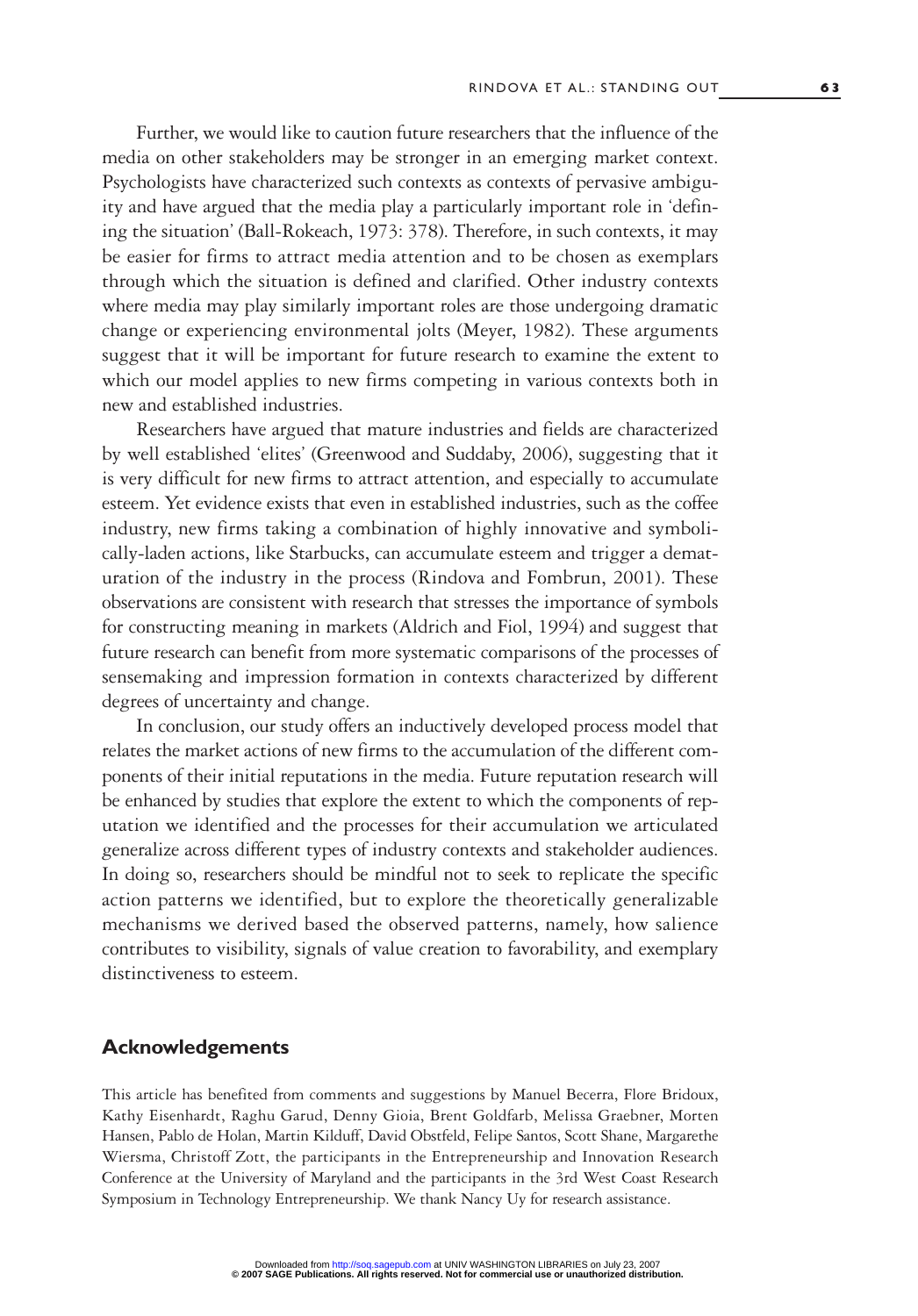Further, we would like to caution future researchers that the influence of the media on other stakeholders may be stronger in an emerging market context. Psychologists have characterized such contexts as contexts of pervasive ambiguity and have argued that the media play a particularly important role in 'defining the situation' (Ball-Rokeach, 1973: 378). Therefore, in such contexts, it may be easier for firms to attract media attention and to be chosen as exemplars through which the situation is defined and clarified. Other industry contexts where media may play similarly important roles are those undergoing dramatic change or experiencing environmental jolts (Meyer, 1982). These arguments suggest that it will be important for future research to examine the extent to which our model applies to new firms competing in various contexts both in new and established industries.

Researchers have argued that mature industries and fields are characterized by well established 'elites' (Greenwood and Suddaby, 2006), suggesting that it is very difficult for new firms to attract attention, and especially to accumulate esteem. Yet evidence exists that even in established industries, such as the coffee industry, new firms taking a combination of highly innovative and symbolically-laden actions, like Starbucks, can accumulate esteem and trigger a dematuration of the industry in the process (Rindova and Fombrun, 2001). These observations are consistent with research that stresses the importance of symbols for constructing meaning in markets (Aldrich and Fiol, 1994) and suggest that future research can benefit from more systematic comparisons of the processes of sensemaking and impression formation in contexts characterized by different degrees of uncertainty and change.

In conclusion, our study offers an inductively developed process model that relates the market actions of new firms to the accumulation of the different components of their initial reputations in the media. Future reputation research will be enhanced by studies that explore the extent to which the components of reputation we identified and the processes for their accumulation we articulated generalize across different types of industry contexts and stakeholder audiences. In doing so, researchers should be mindful not to seek to replicate the specific action patterns we identified, but to explore the theoretically generalizable mechanisms we derived based the observed patterns, namely, how salience contributes to visibility, signals of value creation to favorability, and exemplary distinctiveness to esteem.

## Acknowledgements

This article has benefited from comments and suggestions by Manuel Becerra, Flore Bridoux, Kathy Eisenhardt, Raghu Garud, Denny Gioia, Brent Goldfarb, Melissa Graebner, Morten Hansen, Pablo de Holan, Martin Kilduff, David Obstfeld, Felipe Santos, Scott Shane, Margarethe Wiersma, Christoff Zott, the participants in the Entrepreneurship and Innovation Research Conference at the University of Maryland and the participants in the 3rd West Coast Research Symposium in Technology Entrepreneurship. We thank Nancy Uy for research assistance.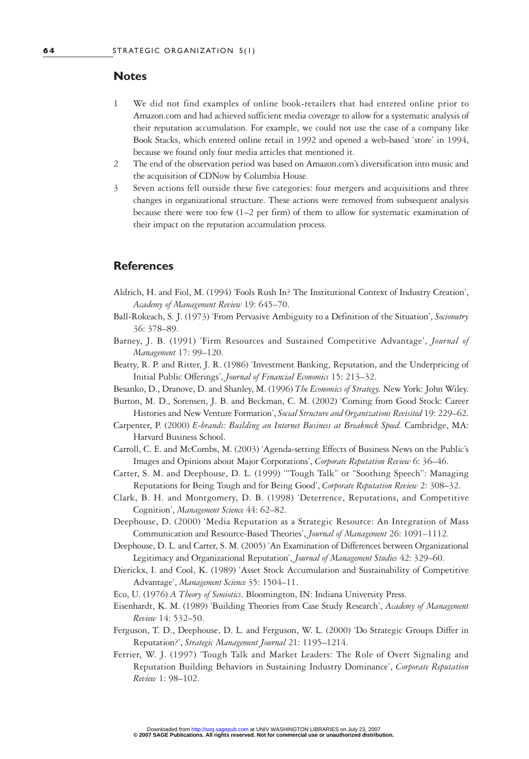## Notes

1. We did not find examples of online book-retailers that had entered online prior to Amazon.com and had achieved sufficient media coverage to allow for a systematic analysis of their reputation accumulation. For example, we could not use the case of a company like Book Stacks, which entered online retail in 1992 and opened a web-based 'store' in 1994, because we found only four media articles that mentioned it.
2. The end of the observation period was based on Amazon.com's diversification into music and the acquisition of CDNow by Columbia House.
3. Seven actions fell outside these five categories: four mergers and acquisitions and three changes in organizational structure. These actions were removed from subsequent analysis because there were too few (1–2 per firm) of them to allow for systematic examination of their impact on the reputation accumulation process.

## References

Aldrich, H. and Fiol, M. (1994) 'Fools Rush In? The Institutional Context of Industry Creation', *Academy of Management Review* 19: 645–70.

Ball-Rokeach, S. J. (1973) 'From Pervasive Ambiguity to a Definition of the Situation', *Sociometry* 36: 378–89.

Barney, J. B. (1991) 'Firm Resources and Sustained Competitive Advantage', *Journal of Management* 17: 99–120.

Beatty, R. P. and Ritter, J. R. (1986) 'Investment Banking, Reputation, and the Underpricing of Initial Public Offerings', *Journal of Financial Economics* 15: 213–32.

Besanko, D., Dranove, D. and Shanley, M. (1996) *The Economics of Strategy.* New York: John Wiley.

Burton, M. D., Sorensen, J. B. and Beckman, C. M. (2002) 'Coming from Good Stock: Career Histories and New Venture Formation', *Social Structure and Organizations Revisited* 19: 229–62.

Carpenter, P. (2000) *E-brands: Building an Internet Business at Breakneck Speed.* Cambridge, MA: Harvard Business School.

Carroll, C. E. and McCombs, M. (2003) 'Agenda-setting Effects of Business News on the Public's Images and Opinions about Major Corporations', *Corporate Reputation Review* 6: 36–46.

Carter, S. M. and Deephouse, D. L. (1999) '"Tough Talk" or "Soothing Speech": Managing Reputations for Being Tough and for Being Good', *Corporate Reputation Review* 2: 308–32.

Clark, B. H. and Montgomery, D. B. (1998) 'Deterrence, Reputations, and Competitive Cognition', *Management Science* 44: 62–82.

Deephouse, D. (2000) 'Media Reputation as a Strategic Resource: An Integration of Mass Communication and Resource-Based Theories', *Journal of Management* 26: 1091–1112.

Deephouse, D. L. and Carter, S. M. (2005) 'An Examination of Differences between Organizational Legitimacy and Organizational Reputation', *Journal of Management Studies* 42: 329–60.

Dierickx, I. and Cool, K. (1989) 'Asset Stock Accumulation and Sustainability of Competitive Advantage', *Management Science* 35: 1504–11.

Eco, U. (1976) *A Theory of Semiotics*. Bloomington, IN: Indiana University Press.

Eisenhardt, K. M. (1989) 'Building Theories from Case Study Research', *Academy of Management Review* 14: 532–50.

Ferguson, T. D., Deephouse, D. L. and Ferguson, W. L. (2000) 'Do Strategic Groups Differ in Reputation?', *Strategic Management Journal* 21: 1195–1214.

Ferrier, W. J. (1997) 'Tough Talk and Market Leaders: The Role of Overt Signaling and Reputation Building Behaviors in Sustaining Industry Dominance', *Corporate Reputation Review* 1: 98–102.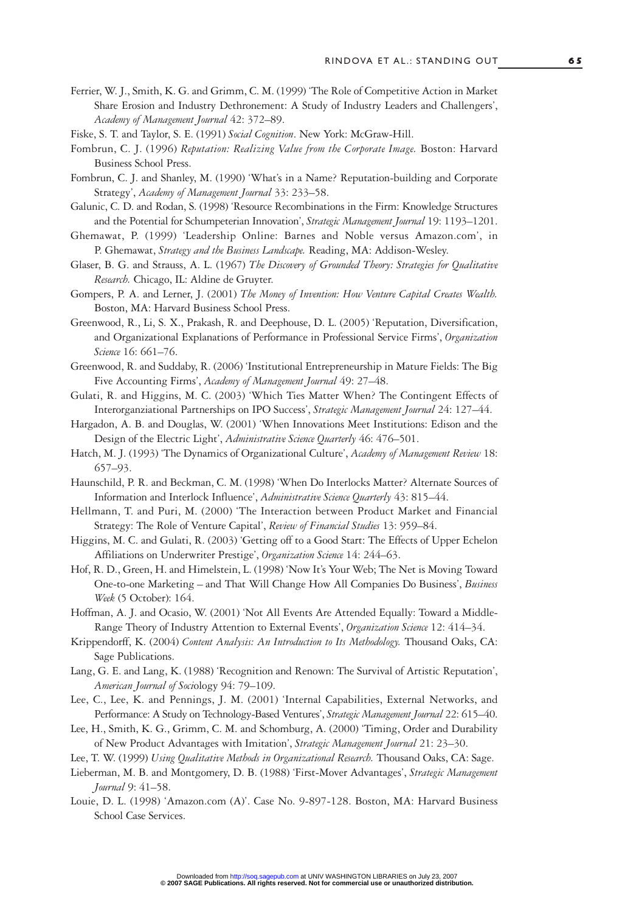Ferrier, W. J., Smith, K. G. and Grimm, C. M. (1999) 'The Role of Competitive Action in Market Share Erosion and Industry Dethronement: A Study of Industry Leaders and Challengers', *Academy of Management Journal* 42: 372–89.

Fiske, S. T. and Taylor, S. E. (1991) *Social Cognition*. New York: McGraw-Hill.

Fombrun, C. J. (1996) *Reputation: Realizing Value from the Corporate Image.* Boston: Harvard Business School Press.

Fombrun, C. J. and Shanley, M. (1990) 'What's in a Name? Reputation-building and Corporate Strategy', *Academy of Management Journal* 33: 233–58.

Galunic, C. D. and Rodan, S. (1998) 'Resource Recombinations in the Firm: Knowledge Structures and the Potential for Schumpeterian Innovation', *Strategic Management Journal* 19: 1193–1201.

Ghemawat, P. (1999) 'Leadership Online: Barnes and Noble versus Amazon.com', in P. Ghemawat, *Strategy and the Business Landscape.* Reading, MA: Addison-Wesley.

Glaser, B. G. and Strauss, A. L. (1967) *The Discovery of Grounded Theory: Strategies for Qualitative Research.* Chicago, IL: Aldine de Gruyter.

Gompers, P. A. and Lerner, J. (2001) *The Money of Invention: How Venture Capital Creates Wealth.* Boston, MA: Harvard Business School Press.

Greenwood, R., Li, S. X., Prakash, R. and Deephouse, D. L. (2005) 'Reputation, Diversification, and Organizational Explanations of Performance in Professional Service Firms', *Organization Science* 16: 661–76.

Greenwood, R. and Suddaby, R. (2006) 'Institutional Entrepreneurship in Mature Fields: The Big Five Accounting Firms', *Academy of Management Journal* 49: 27–48.

Gulati, R. and Higgins, M. C. (2003) 'Which Ties Matter When? The Contingent Effects of Interorganziational Partnerships on IPO Success', *Strategic Management Journal* 24: 127–44.

Hargadon, A. B. and Douglas, W. (2001) 'When Innovations Meet Institutions: Edison and the Design of the Electric Light', *Administrative Science Quarterly* 46: 476–501.

Hatch, M. J. (1993) 'The Dynamics of Organizational Culture', *Academy of Management Review* 18: 657–93.

Haunschild, P. R. and Beckman, C. M. (1998) 'When Do Interlocks Matter? Alternate Sources of Information and Interlock Influence', *Administrative Science Quarterly* 43: 815–44.

Hellmann, T. and Puri, M. (2000) 'The Interaction between Product Market and Financial Strategy: The Role of Venture Capital', *Review of Financial Studies* 13: 959–84.

Higgins, M. C. and Gulati, R. (2003) 'Getting off to a Good Start: The Effects of Upper Echelon Affiliations on Underwriter Prestige', *Organization Science* 14: 244–63.

Hof, R. D., Green, H. and Himelstein, L. (1998) 'Now It's Your Web; The Net is Moving Toward One-to-one Marketing – and That Will Change How All Companies Do Business', *Business Week* (5 October): 164.

Hoffman, A. J. and Ocasio, W. (2001) 'Not All Events Are Attended Equally: Toward a Middle-Range Theory of Industry Attention to External Events', *Organization Science* 12: 414–34.

Krippendorff, K. (2004) *Content Analysis: An Introduction to Its Methodology.* Thousand Oaks, CA: Sage Publications.

Lang, G. E. and Lang, K. (1988) 'Recognition and Renown: The Survival of Artistic Reputation', *American Journal of Sociology* 94: 79–109.

Lee, C., Lee, K. and Pennings, J. M. (2001) 'Internal Capabilities, External Networks, and Performance: A Study on Technology-Based Ventures', *Strategic Management Journal* 22: 615–40.

Lee, H., Smith, K. G., Grimm, C. M. and Schomburg, A. (2000) 'Timing, Order and Durability of New Product Advantages with Imitation', *Strategic Management Journal* 21: 23–30.

Lee, T. W. (1999) *Using Qualitative Methods in Organizational Research.* Thousand Oaks, CA: Sage.

Lieberman, M. B. and Montgomery, D. B. (1988) 'First-Mover Advantages', *Strategic Management Journal* 9: 41–58.

Louie, D. L. (1998) 'Amazon.com (A)'. Case No. 9-897-128. Boston, MA: Harvard Business School Case Services.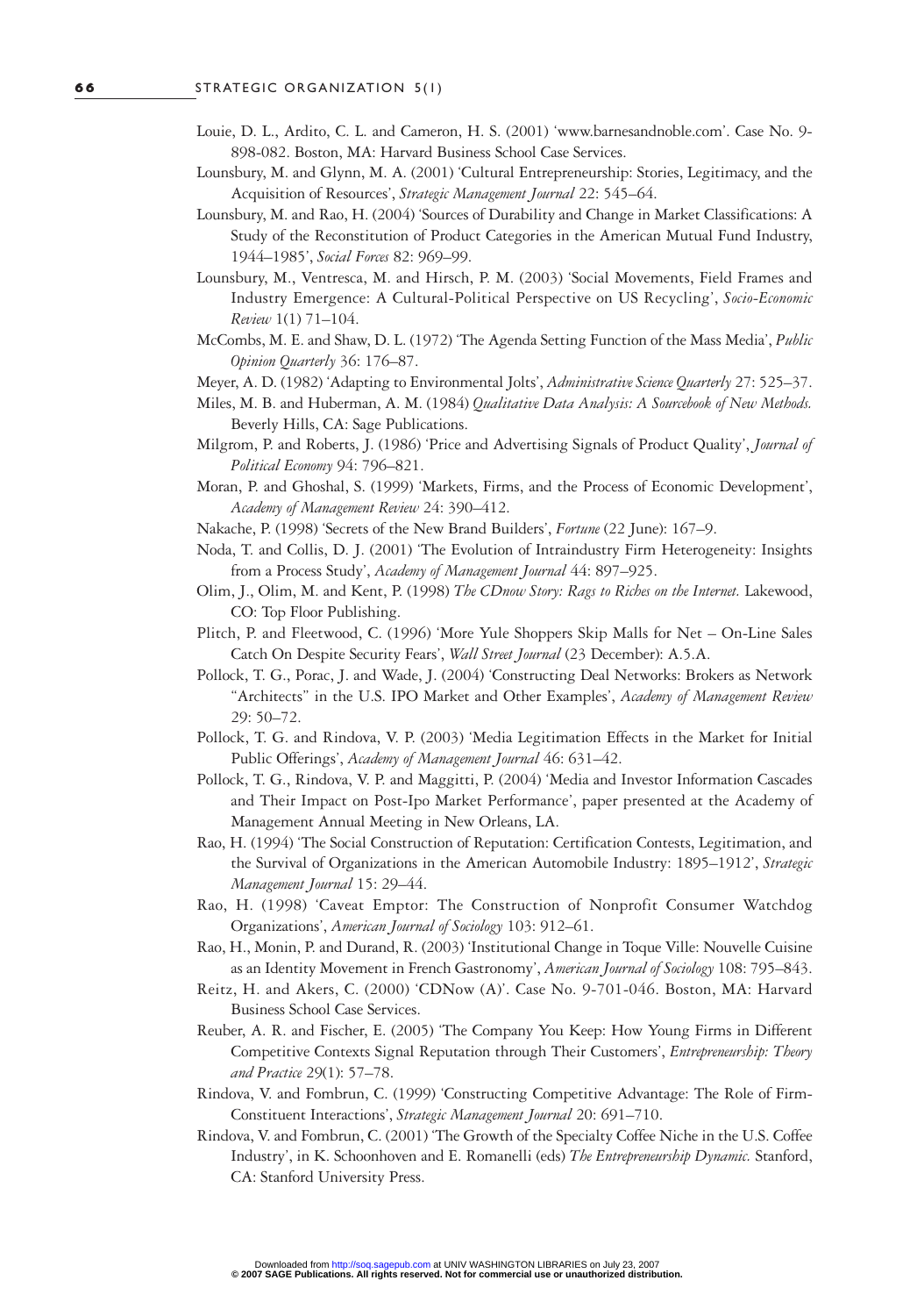Louie, D. L., Ardito, C. L. and Cameron, H. S. (2001) 'www.barnesandnoble.com'. Case No. 9-898-082. Boston, MA: Harvard Business School Case Services.

Lounsbury, M. and Glynn, M. A. (2001) 'Cultural Entrepreneurship: Stories, Legitimacy, and the Acquisition of Resources', *Strategic Management Journal* 22: 545–64.

Lounsbury, M. and Rao, H. (2004) 'Sources of Durability and Change in Market Classifications: A Study of the Reconstitution of Product Categories in the American Mutual Fund Industry, 1944–1985', *Social Forces* 82: 969–99.

Lounsbury, M., Ventresca, M. and Hirsch, P. M. (2003) 'Social Movements, Field Frames and Industry Emergence: A Cultural-Political Perspective on US Recycling', *Socio-Economic Review* 1(1) 71–104.

McCombs, M. E. and Shaw, D. L. (1972) 'The Agenda Setting Function of the Mass Media', *Public Opinion Quarterly* 36: 176–87.

Meyer, A. D. (1982) 'Adapting to Environmental Jolts', *Administrative Science Quarterly* 27: 525–37.

Miles, M. B. and Huberman, A. M. (1984) *Qualitative Data Analysis: A Sourcebook of New Methods.* Beverly Hills, CA: Sage Publications.

Milgrom, P. and Roberts, J. (1986) 'Price and Advertising Signals of Product Quality', *Journal of Political Economy* 94: 796–821.

Moran, P. and Ghoshal, S. (1999) 'Markets, Firms, and the Process of Economic Development', *Academy of Management Review* 24: 390–412.

Nakache, P. (1998) 'Secrets of the New Brand Builders', *Fortune* (22 June): 167–9.

Noda, T. and Collis, D. J. (2001) 'The Evolution of Intraindustry Firm Heterogeneity: Insights from a Process Study', *Academy of Management Journal* 44: 897–925.

Olim, J., Olim, M. and Kent, P. (1998) *The CDnow Story: Rags to Riches on the Internet.* Lakewood, CO: Top Floor Publishing.

Plitch, P. and Fleetwood, C. (1996) 'More Yule Shoppers Skip Malls for Net – On-Line Sales Catch On Despite Security Fears', *Wall Street Journal* (23 December): A.5.A.

Pollock, T. G., Porac, J. and Wade, J. (2004) 'Constructing Deal Networks: Brokers as Network "Architects" in the U.S. IPO Market and Other Examples', *Academy of Management Review* 29: 50–72.

Pollock, T. G. and Rindova, V. P. (2003) 'Media Legitimation Effects in the Market for Initial Public Offerings', *Academy of Management Journal* 46: 631–42.

Pollock, T. G., Rindova, V. P. and Maggitti, P. (2004) 'Media and Investor Information Cascades and Their Impact on Post-Ipo Market Performance', paper presented at the Academy of Management Annual Meeting in New Orleans, LA.

Rao, H. (1994) 'The Social Construction of Reputation: Certification Contests, Legitimation, and the Survival of Organizations in the American Automobile Industry: 1895–1912', *Strategic Management Journal* 15: 29–44.

Rao, H. (1998) 'Caveat Emptor: The Construction of Nonprofit Consumer Watchdog Organizations', *American Journal of Sociology* 103: 912–61.

Rao, H., Monin, P. and Durand, R. (2003) 'Institutional Change in Toque Ville: Nouvelle Cuisine as an Identity Movement in French Gastronomy', *American Journal of Sociology* 108: 795–843.

Reitz, H. and Akers, C. (2000) 'CDNow (A)'. Case No. 9-701-046. Boston, MA: Harvard Business School Case Services.

Reuber, A. R. and Fischer, E. (2005) 'The Company You Keep: How Young Firms in Different Competitive Contexts Signal Reputation through Their Customers', *Entrepreneurship: Theory and Practice* 29(1): 57–78.

Rindova, V. and Fombrun, C. (1999) 'Constructing Competitive Advantage: The Role of Firm-Constituent Interactions', *Strategic Management Journal* 20: 691–710.

Rindova, V. and Fombrun, C. (2001) 'The Growth of the Specialty Coffee Niche in the U.S. Coffee Industry', in K. Schoonhoven and E. Romanelli (eds) *The Entrepreneurship Dynamic.* Stanford, CA: Stanford University Press.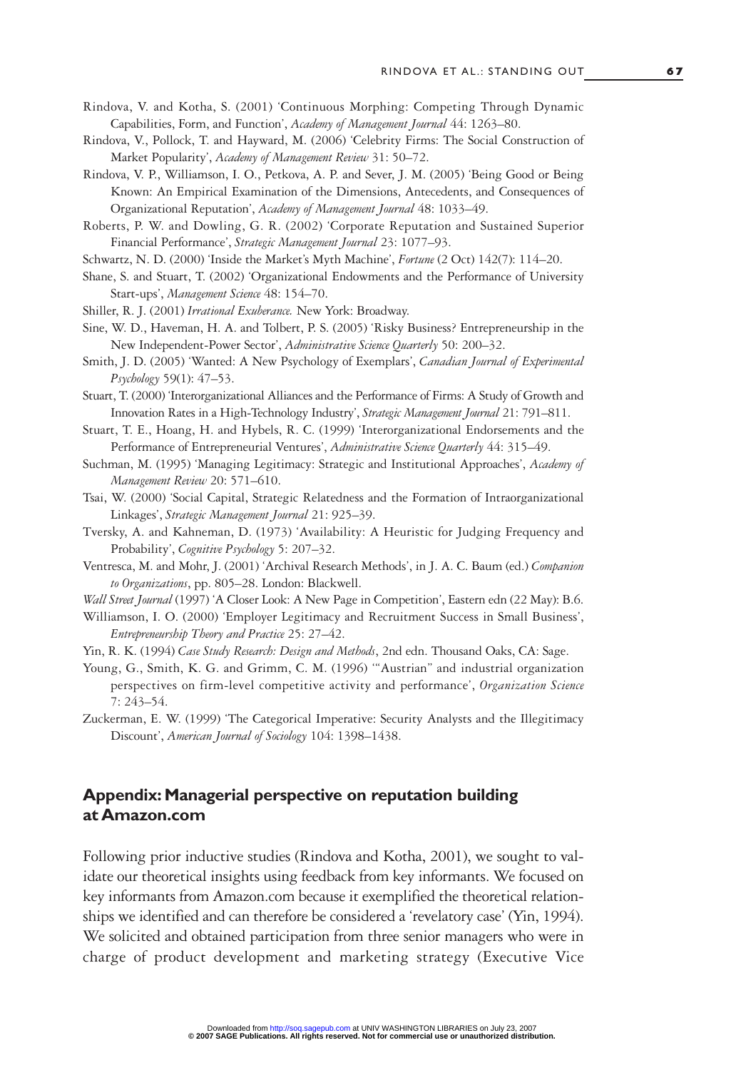Rindova, V. and Kotha, S. (2001) 'Continuous Morphing: Competing Through Dynamic Capabilities, Form, and Function', *Academy of Management Journal* 44: 1263–80.

Rindova, V., Pollock, T. and Hayward, M. (2006) 'Celebrity Firms: The Social Construction of Market Popularity', *Academy of Management Review* 31: 50–72.

Rindova, V. P., Williamson, I. O., Petkova, A. P. and Sever, J. M. (2005) 'Being Good or Being Known: An Empirical Examination of the Dimensions, Antecedents, and Consequences of Organizational Reputation', *Academy of Management Journal* 48: 1033–49.

Roberts, P. W. and Dowling, G. R. (2002) 'Corporate Reputation and Sustained Superior Financial Performance', *Strategic Management Journal* 23: 1077–93.

Schwartz, N. D. (2000) 'Inside the Market's Myth Machine', *Fortune* (2 Oct) 142(7): 114–20.

Shane, S. and Stuart, T. (2002) 'Organizational Endowments and the Performance of University Start-ups', *Management Science* 48: 154–70.

Shiller, R. J. (2001) *Irrational Exuberance.* New York: Broadway.

Sine, W. D., Haveman, H. A. and Tolbert, P. S. (2005) 'Risky Business? Entrepreneurship in the New Independent-Power Sector', *Administrative Science Quarterly* 50: 200–32.

Smith, J. D. (2005) 'Wanted: A New Psychology of Exemplars', *Canadian Journal of Experimental Psychology* 59(1): 47–53.

Stuart, T. (2000) 'Interorganizational Alliances and the Performance of Firms: A Study of Growth and Innovation Rates in a High-Technology Industry', *Strategic Management Journal* 21: 791–811.

Stuart, T. E., Hoang, H. and Hybels, R. C. (1999) 'Interorganizational Endorsements and the Performance of Entrepreneurial Ventures', *Administrative Science Quarterly* 44: 315–49.

Suchman, M. (1995) 'Managing Legitimacy: Strategic and Institutional Approaches', *Academy of Management Review* 20: 571–610.

Tsai, W. (2000) 'Social Capital, Strategic Relatedness and the Formation of Intraorganizational Linkages', *Strategic Management Journal* 21: 925–39.

Tversky, A. and Kahneman, D. (1973) 'Availability: A Heuristic for Judging Frequency and Probability', *Cognitive Psychology* 5: 207–32.

Ventresca, M. and Mohr, J. (2001) 'Archival Research Methods', in J. A. C. Baum (ed.) *Companion to Organizations*, pp. 805–28. London: Blackwell.

*Wall Street Journal* (1997) 'A Closer Look: A New Page in Competition', Eastern edn (22 May): B.6.

Williamson, I. O. (2000) 'Employer Legitimacy and Recruitment Success in Small Business', *Entrepreneurship Theory and Practice* 25: 27–42.

Yin, R. K. (1994) *Case Study Research: Design and Methods*, 2nd edn. Thousand Oaks, CA: Sage.

Young, G., Smith, K. G. and Grimm, C. M. (1996) '"Austrian" and industrial organization perspectives on firm-level competitive activity and performance', *Organization Science* 7: 243–54.

Zuckerman, E. W. (1999) 'The Categorical Imperative: Security Analysts and the Illegitimacy Discount', *American Journal of Sociology* 104: 1398–1438.

## Appendix: Managerial perspective on reputation building at Amazon.com

Following prior inductive studies (Rindova and Kotha, 2001), we sought to validate our theoretical insights using feedback from key informants. We focused on key informants from Amazon.com because it exemplified the theoretical relationships we identified and can therefore be considered a 'revelatory case' (Yin, 1994). We solicited and obtained participation from three senior managers who were in charge of product development and marketing strategy (Executive Vice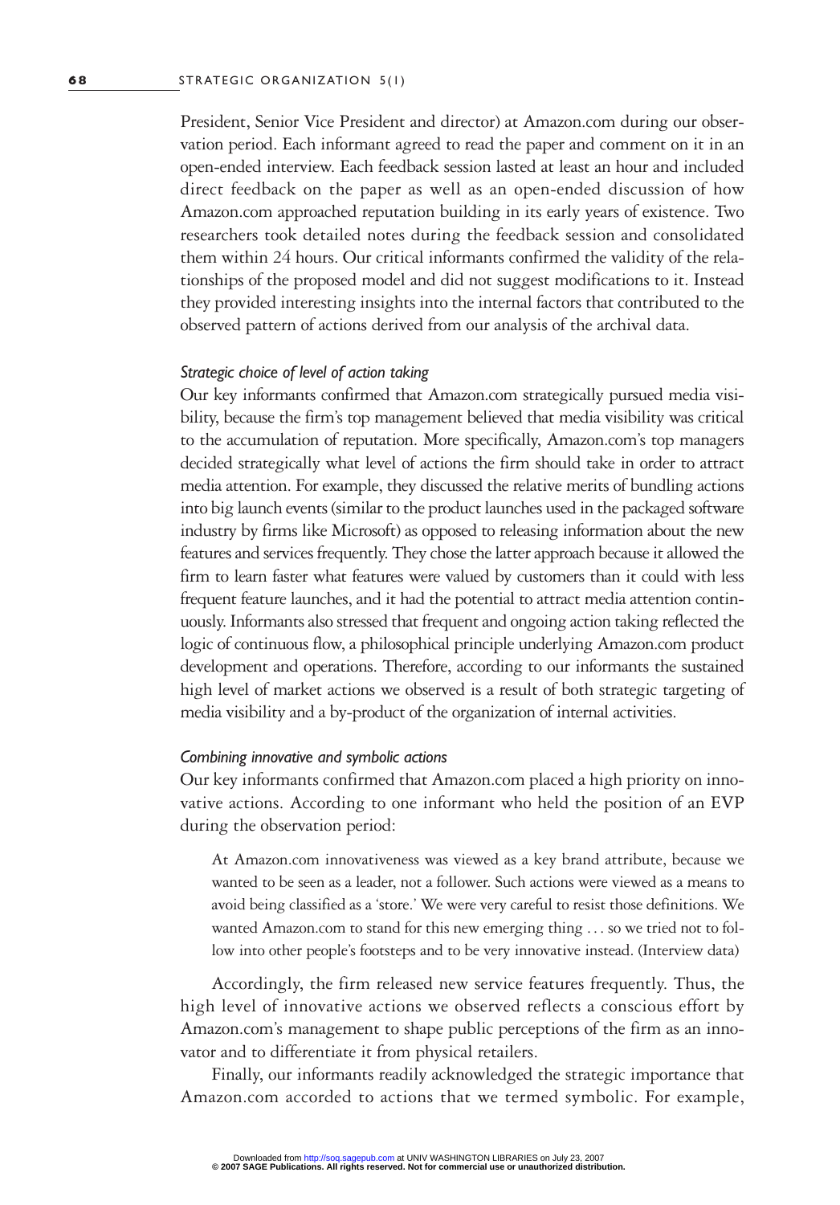President, Senior Vice President and director) at Amazon.com during our observation period. Each informant agreed to read the paper and comment on it in an open-ended interview. Each feedback session lasted at least an hour and included direct feedback on the paper as well as an open-ended discussion of how Amazon.com approached reputation building in its early years of existence. Two researchers took detailed notes during the feedback session and consolidated them within 24 hours. Our critical informants confirmed the validity of the relationships of the proposed model and did not suggest modifications to it. Instead they provided interesting insights into the internal factors that contributed to the observed pattern of actions derived from our analysis of the archival data.

#### *Strategic choice of level of action taking*

Our key informants confirmed that Amazon.com strategically pursued media visibility, because the firm's top management believed that media visibility was critical to the accumulation of reputation. More specifically, Amazon.com's top managers decided strategically what level of actions the firm should take in order to attract media attention. For example, they discussed the relative merits of bundling actions into big launch events (similar to the product launches used in the packaged software industry by firms like Microsoft) as opposed to releasing information about the new features and services frequently. They chose the latter approach because it allowed the firm to learn faster what features were valued by customers than it could with less frequent feature launches, and it had the potential to attract media attention continuously. Informants also stressed that frequent and ongoing action taking reflected the logic of continuous flow, a philosophical principle underlying Amazon.com product development and operations. Therefore, according to our informants the sustained high level of market actions we observed is a result of both strategic targeting of media visibility and a by-product of the organization of internal activities.

#### *Combining innovative and symbolic actions*

Our key informants confirmed that Amazon.com placed a high priority on innovative actions. According to one informant who held the position of an EVP during the observation period:

> At Amazon.com innovativeness was viewed as a key brand attribute, because we wanted to be seen as a leader, not a follower. Such actions were viewed as a means to avoid being classified as a 'store.' We were very careful to resist those definitions. We wanted Amazon.com to stand for this new emerging thing . . . so we tried not to follow into other people's footsteps and to be very innovative instead. (Interview data)

Accordingly, the firm released new service features frequently. Thus, the high level of innovative actions we observed reflects a conscious effort by Amazon.com's management to shape public perceptions of the firm as an innovator and to differentiate it from physical retailers.

Finally, our informants readily acknowledged the strategic importance that Amazon.com accorded to actions that we termed symbolic. For example,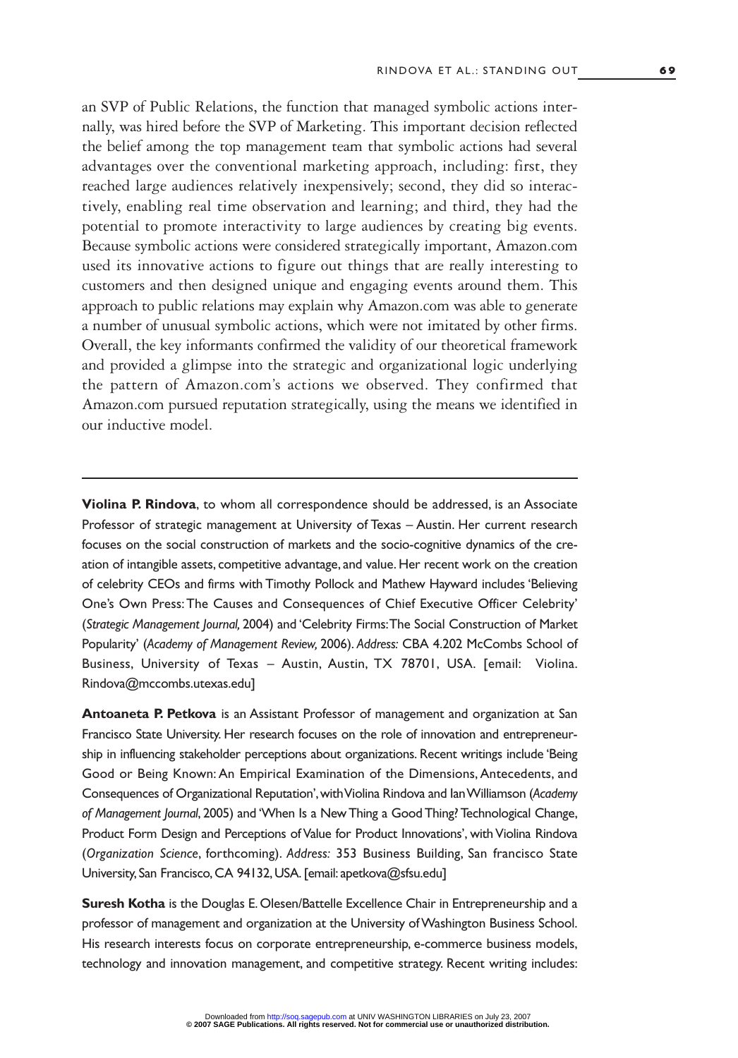an SVP of Public Relations, the function that managed symbolic actions internally, was hired before the SVP of Marketing. This important decision reflected the belief among the top management team that symbolic actions had several advantages over the conventional marketing approach, including: first, they reached large audiences relatively inexpensively; second, they did so interactively, enabling real time observation and learning; and third, they had the potential to promote interactivity to large audiences by creating big events. Because symbolic actions were considered strategically important, Amazon.com used its innovative actions to figure out things that are really interesting to customers and then designed unique and engaging events around them. This approach to public relations may explain why Amazon.com was able to generate a number of unusual symbolic actions, which were not imitated by other firms. Overall, the key informants confirmed the validity of our theoretical framework and provided a glimpse into the strategic and organizational logic underlying the pattern of Amazon.com's actions we observed. They confirmed that Amazon.com pursued reputation strategically, using the means we identified in our inductive model.

---

**Violina P. Rindova**, to whom all correspondence should be addressed, is an Associate Professor of strategic management at University of Texas – Austin. Her current research focuses on the social construction of markets and the socio-cognitive dynamics of the creation of intangible assets, competitive advantage, and value. Her recent work on the creation of celebrity CEOs and firms with Timothy Pollock and Mathew Hayward includes 'Believing One's Own Press: The Causes and Consequences of Chief Executive Officer Celebrity' (*Strategic Management Journal,* 2004) and 'Celebrity Firms: The Social Construction of Market Popularity' (*Academy of Management Review,* 2006). *Address:* CBA 4.202 McCombs School of Business, University of Texas – Austin, Austin, TX 78701, USA. [email: Violina.Rindova@mccombs.utexas.edu]

**Antoaneta P. Petkova** is an Assistant Professor of management and organization at San Francisco State University. Her research focuses on the role of innovation and entrepreneurship in influencing stakeholder perceptions about organizations. Recent writings include 'Being Good or Being Known: An Empirical Examination of the Dimensions, Antecedents, and Consequences of Organizational Reputation', with Violina Rindova and Ian Williamson (*Academy of Management Journal*, 2005) and 'When Is a New Thing a Good Thing? Technological Change, Product Form Design and Perceptions of Value for Product Innovations', with Violina Rindova (*Organization Science*, forthcoming). *Address:* 353 Business Building, San francisco State University, San Francisco, CA 94132, USA. [email: apetkova@sfsu.edu]

**Suresh Kotha** is the Douglas E. Olesen/Battelle Excellence Chair in Entrepreneurship and a professor of management and organization at the University of Washington Business School. His research interests focus on corporate entrepreneurship, e-commerce business models, technology and innovation management, and competitive strategy. Recent writing includes: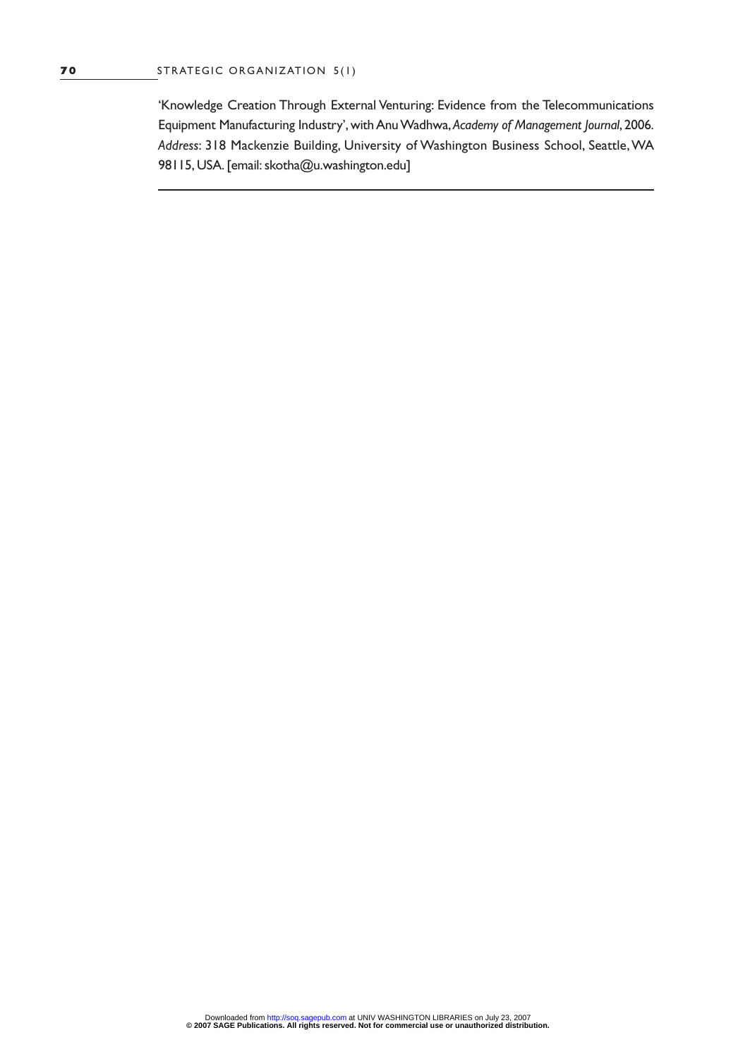'Knowledge Creation Through External Venturing: Evidence from the Telecommunications Equipment Manufacturing Industry', with Anu Wadhwa, *Academy of Management Journal*, 2006. *Address*: 318 Mackenzie Building, University of Washington Business School, Seattle, WA 98115, USA. [email: skotha@u.washington.edu]